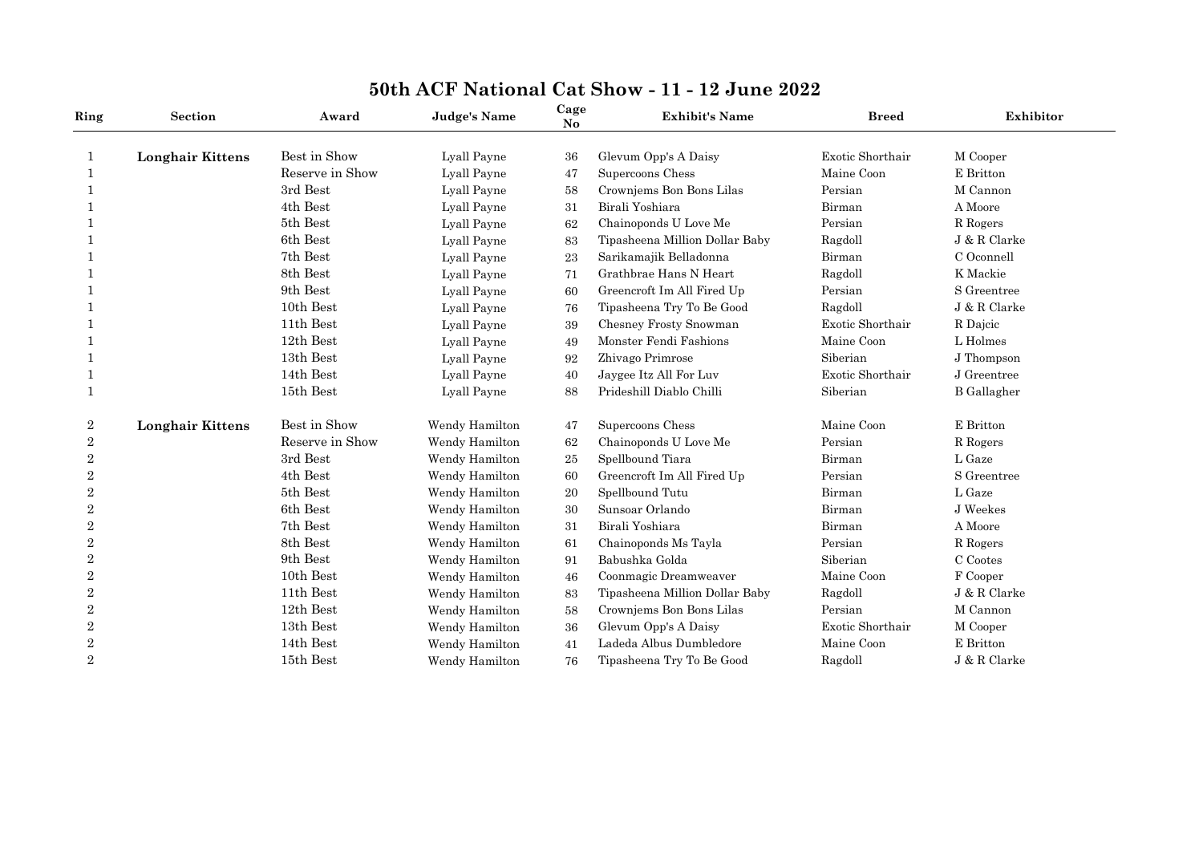# 50th ACF National Cat Show - 11 - 12 June 2022

| Ring | Section | Award | Judge's Name | Cage No | Exhibit's Name | Breed | Exhibitor |
|---|---|---|---|---|---|---|---|
| 1 | **Longhair Kittens** | Best in Show | Lyall Payne | 36 | Glevum Opp's A Daisy | Exotic Shorthair | M Cooper |
| 1 | | Reserve in Show | Lyall Payne | 47 | Supercoons Chess | Maine Coon | E Britton |
| 1 | | 3rd Best | Lyall Payne | 58 | Crownjems Bon Bons Lilas | Persian | M Cannon |
| 1 | | 4th Best | Lyall Payne | 31 | Birali Yoshiara | Birman | A Moore |
| 1 | | 5th Best | Lyall Payne | 62 | Chainoponds U Love Me | Persian | R Rogers |
| 1 | | 6th Best | Lyall Payne | 83 | Tipasheena Million Dollar Baby | Ragdoll | J & R Clarke |
| 1 | | 7th Best | Lyall Payne | 23 | Sarikamajik Belladonna | Birman | C Oconnell |
| 1 | | 8th Best | Lyall Payne | 71 | Grathbrae Hans N Heart | Ragdoll | K Mackie |
| 1 | | 9th Best | Lyall Payne | 60 | Greencroft Im All Fired Up | Persian | S Greentree |
| 1 | | 10th Best | Lyall Payne | 76 | Tipasheena Try To Be Good | Ragdoll | J & R Clarke |
| 1 | | 11th Best | Lyall Payne | 39 | Chesney Frosty Snowman | Exotic Shorthair | R Dajcic |
| 1 | | 12th Best | Lyall Payne | 49 | Monster Fendi Fashions | Maine Coon | L Holmes |
| 1 | | 13th Best | Lyall Payne | 92 | Zhivago Primrose | Siberian | J Thompson |
| 1 | | 14th Best | Lyall Payne | 40 | Jaygee Itz All For Luv | Exotic Shorthair | J Greentree |
| 1 | | 15th Best | Lyall Payne | 88 | Prideshill Diablo Chilli | Siberian | B Gallagher |
| 2 | **Longhair Kittens** | Best in Show | Wendy Hamilton | 47 | Supercoons Chess | Maine Coon | E Britton |
| 2 | | Reserve in Show | Wendy Hamilton | 62 | Chainoponds U Love Me | Persian | R Rogers |
| 2 | | 3rd Best | Wendy Hamilton | 25 | Spellbound Tiara | Birman | L Gaze |
| 2 | | 4th Best | Wendy Hamilton | 60 | Greencroft Im All Fired Up | Persian | S Greentree |
| 2 | | 5th Best | Wendy Hamilton | 20 | Spellbound Tutu | Birman | L Gaze |
| 2 | | 6th Best | Wendy Hamilton | 30 | Sunsoar Orlando | Birman | J Weekes |
| 2 | | 7th Best | Wendy Hamilton | 31 | Birali Yoshiara | Birman | A Moore |
| 2 | | 8th Best | Wendy Hamilton | 61 | Chainoponds Ms Tayla | Persian | R Rogers |
| 2 | | 9th Best | Wendy Hamilton | 91 | Babushka Golda | Siberian | C Cootes |
| 2 | | 10th Best | Wendy Hamilton | 46 | Coonmagic Dreamweaver | Maine Coon | F Cooper |
| 2 | | 11th Best | Wendy Hamilton | 83 | Tipasheena Million Dollar Baby | Ragdoll | J & R Clarke |
| 2 | | 12th Best | Wendy Hamilton | 58 | Crownjems Bon Bons Lilas | Persian | M Cannon |
| 2 | | 13th Best | Wendy Hamilton | 36 | Glevum Opp's A Daisy | Exotic Shorthair | M Cooper |
| 2 | | 14th Best | Wendy Hamilton | 41 | Ladeda Albus Dumbledore | Maine Coon | E Britton |
| 2 | | 15th Best | Wendy Hamilton | 76 | Tipasheena Try To Be Good | Ragdoll | J & R Clarke |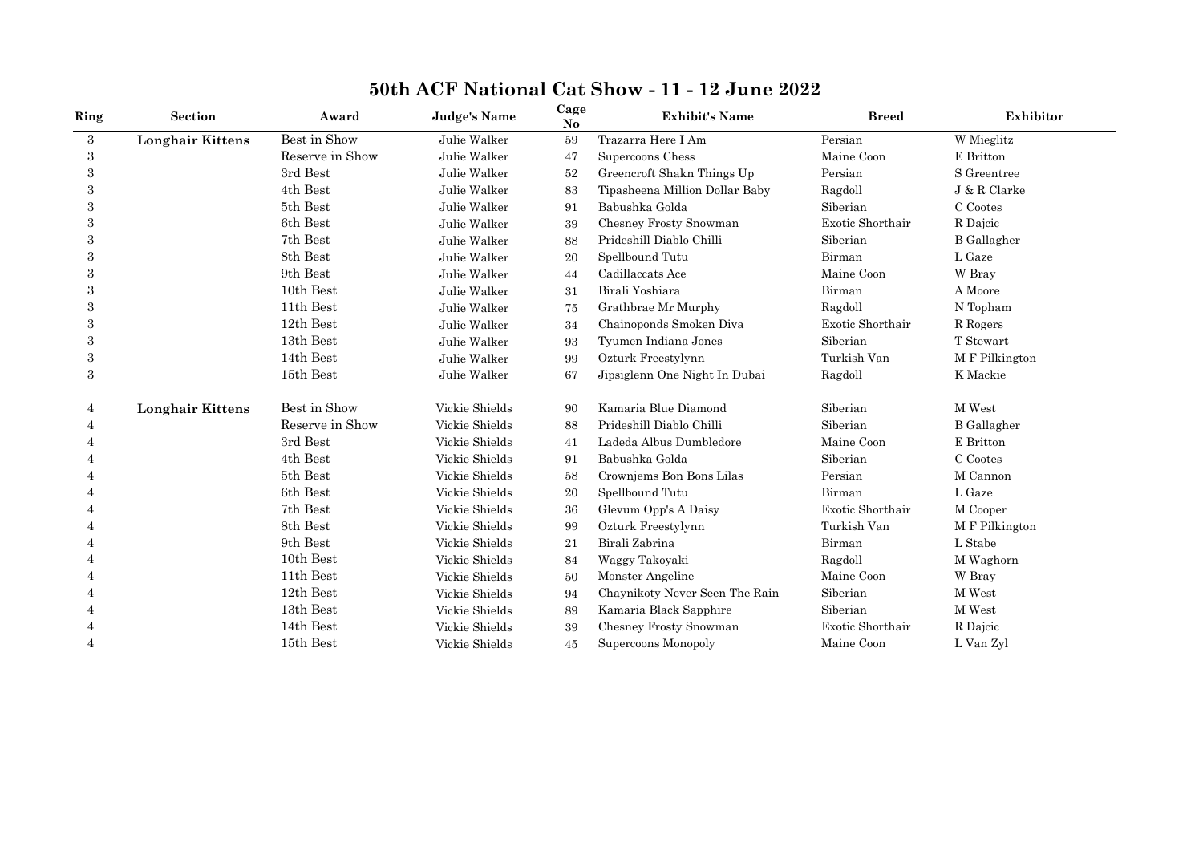# 50th ACF National Cat Show - 11 - 12 June 2022

| Ring | Section | Award | Judge's Name | Cage No | Exhibit's Name | Breed | Exhibitor |
|---|---|---|---|---|---|---|---|
| 3 | **Longhair Kittens** | Best in Show | Julie Walker | 59 | Trazarra Here I Am | Persian | W Mieglitz |
| 3 | | Reserve in Show | Julie Walker | 47 | Supercoons Chess | Maine Coon | E Britton |
| 3 | | 3rd Best | Julie Walker | 52 | Greencroft Shakn Things Up | Persian | S Greentree |
| 3 | | 4th Best | Julie Walker | 83 | Tipasheena Million Dollar Baby | Ragdoll | J & R Clarke |
| 3 | | 5th Best | Julie Walker | 91 | Babushka Golda | Siberian | C Cootes |
| 3 | | 6th Best | Julie Walker | 39 | Chesney Frosty Snowman | Exotic Shorthair | R Dajcic |
| 3 | | 7th Best | Julie Walker | 88 | Prideshill Diablo Chilli | Siberian | B Gallagher |
| 3 | | 8th Best | Julie Walker | 20 | Spellbound Tutu | Birman | L Gaze |
| 3 | | 9th Best | Julie Walker | 44 | Cadillaccats Ace | Maine Coon | W Bray |
| 3 | | 10th Best | Julie Walker | 31 | Birali Yoshiara | Birman | A Moore |
| 3 | | 11th Best | Julie Walker | 75 | Grathbrae Mr Murphy | Ragdoll | N Topham |
| 3 | | 12th Best | Julie Walker | 34 | Chainoponds Smoken Diva | Exotic Shorthair | R Rogers |
| 3 | | 13th Best | Julie Walker | 93 | Tyumen Indiana Jones | Siberian | T Stewart |
| 3 | | 14th Best | Julie Walker | 99 | Ozturk Freestylynn | Turkish Van | M F Pilkington |
| 3 | | 15th Best | Julie Walker | 67 | Jipsiglenn One Night In Dubai | Ragdoll | K Mackie |
| 4 | **Longhair Kittens** | Best in Show | Vickie Shields | 90 | Kamaria Blue Diamond | Siberian | M West |
| 4 | | Reserve in Show | Vickie Shields | 88 | Prideshill Diablo Chilli | Siberian | B Gallagher |
| 4 | | 3rd Best | Vickie Shields | 41 | Ladeda Albus Dumbledore | Maine Coon | E Britton |
| 4 | | 4th Best | Vickie Shields | 91 | Babushka Golda | Siberian | C Cootes |
| 4 | | 5th Best | Vickie Shields | 58 | Crownjems Bon Bons Lilas | Persian | M Cannon |
| 4 | | 6th Best | Vickie Shields | 20 | Spellbound Tutu | Birman | L Gaze |
| 4 | | 7th Best | Vickie Shields | 36 | Glevum Opp's A Daisy | Exotic Shorthair | M Cooper |
| 4 | | 8th Best | Vickie Shields | 99 | Ozturk Freestylynn | Turkish Van | M F Pilkington |
| 4 | | 9th Best | Vickie Shields | 21 | Birali Zabrina | Birman | L Stabe |
| 4 | | 10th Best | Vickie Shields | 84 | Waggy Takoyaki | Ragdoll | M Waghorn |
| 4 | | 11th Best | Vickie Shields | 50 | Monster Angeline | Maine Coon | W Bray |
| 4 | | 12th Best | Vickie Shields | 94 | Chaynikoty Never Seen The Rain | Siberian | M West |
| 4 | | 13th Best | Vickie Shields | 89 | Kamaria Black Sapphire | Siberian | M West |
| 4 | | 14th Best | Vickie Shields | 39 | Chesney Frosty Snowman | Exotic Shorthair | R Dajcic |
| 4 | | 15th Best | Vickie Shields | 45 | Supercoons Monopoly | Maine Coon | L Van Zyl |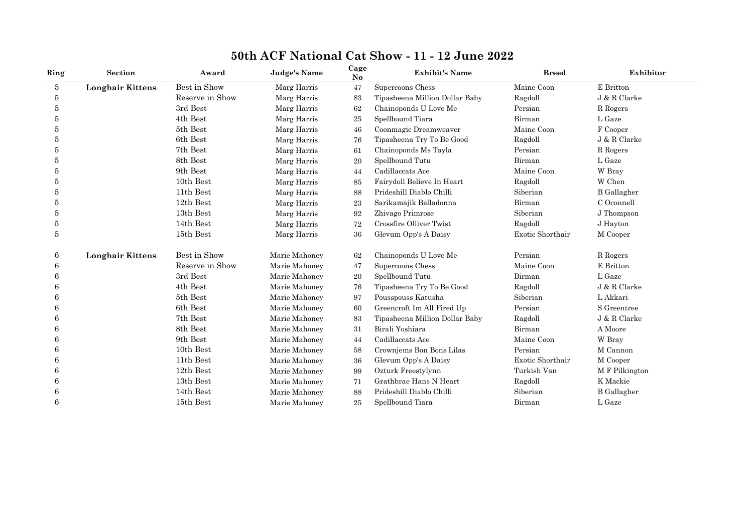# 50th ACF National Cat Show - 11 - 12 June 2022

| Ring | Section | Award | Judge's Name | Cage No | Exhibit's Name | Breed | Exhibitor |
|---|---|---|---|---|---|---|---|
| 5 | **Longhair Kittens** | Best in Show | Marg Harris | 47 | Supercoons Chess | Maine Coon | E Britton |
| 5 | | Reserve in Show | Marg Harris | 83 | Tipasheena Million Dollar Baby | Ragdoll | J & R Clarke |
| 5 | | 3rd Best | Marg Harris | 62 | Chainoponds U Love Me | Persian | R Rogers |
| 5 | | 4th Best | Marg Harris | 25 | Spellbound Tiara | Birman | L Gaze |
| 5 | | 5th Best | Marg Harris | 46 | Coonmagic Dreamweaver | Maine Coon | F Cooper |
| 5 | | 6th Best | Marg Harris | 76 | Tipasheena Try To Be Good | Ragdoll | J & R Clarke |
| 5 | | 7th Best | Marg Harris | 61 | Chainoponds Ms Tayla | Persian | R Rogers |
| 5 | | 8th Best | Marg Harris | 20 | Spellbound Tutu | Birman | L Gaze |
| 5 | | 9th Best | Marg Harris | 44 | Cadillaccats Ace | Maine Coon | W Bray |
| 5 | | 10th Best | Marg Harris | 85 | Fairydoll Believe In Heart | Ragdoll | W Chen |
| 5 | | 11th Best | Marg Harris | 88 | Prideshill Diablo Chilli | Siberian | B Gallagher |
| 5 | | 12th Best | Marg Harris | 23 | Sarikamajik Belladonna | Birman | C Oconnell |
| 5 | | 13th Best | Marg Harris | 92 | Zhivago Primrose | Siberian | J Thompson |
| 5 | | 14th Best | Marg Harris | 72 | Crossfire Olliver Twist | Ragdoll | J Hayton |
| 5 | | 15th Best | Marg Harris | 36 | Glevum Opp's A Daisy | Exotic Shorthair | M Cooper |
| 6 | **Longhair Kittens** | Best in Show | Marie Mahoney | 62 | Chainoponds U Love Me | Persian | R Rogers |
| 6 | | Reserve in Show | Marie Mahoney | 47 | Supercoons Chess | Maine Coon | E Britton |
| 6 | | 3rd Best | Marie Mahoney | 20 | Spellbound Tutu | Birman | L Gaze |
| 6 | | 4th Best | Marie Mahoney | 76 | Tipasheena Try To Be Good | Ragdoll | J & R Clarke |
| 6 | | 5th Best | Marie Mahoney | 97 | Pousspouss Katusha | Siberian | L Akkari |
| 6 | | 6th Best | Marie Mahoney | 60 | Greencroft Im All Fired Up | Persian | S Greentree |
| 6 | | 7th Best | Marie Mahoney | 83 | Tipasheena Million Dollar Baby | Ragdoll | J & R Clarke |
| 6 | | 8th Best | Marie Mahoney | 31 | Birali Yoshiara | Birman | A Moore |
| 6 | | 9th Best | Marie Mahoney | 44 | Cadillaccats Ace | Maine Coon | W Bray |
| 6 | | 10th Best | Marie Mahoney | 58 | Crownjems Bon Bons Lilas | Persian | M Cannon |
| 6 | | 11th Best | Marie Mahoney | 36 | Glevum Opp's A Daisy | Exotic Shorthair | M Cooper |
| 6 | | 12th Best | Marie Mahoney | 99 | Ozturk Freestylynn | Turkish Van | M F Pilkington |
| 6 | | 13th Best | Marie Mahoney | 71 | Grathbrae Hans N Heart | Ragdoll | K Mackie |
| 6 | | 14th Best | Marie Mahoney | 88 | Prideshill Diablo Chilli | Siberian | B Gallagher |
| 6 | | 15th Best | Marie Mahoney | 25 | Spellbound Tiara | Birman | L Gaze |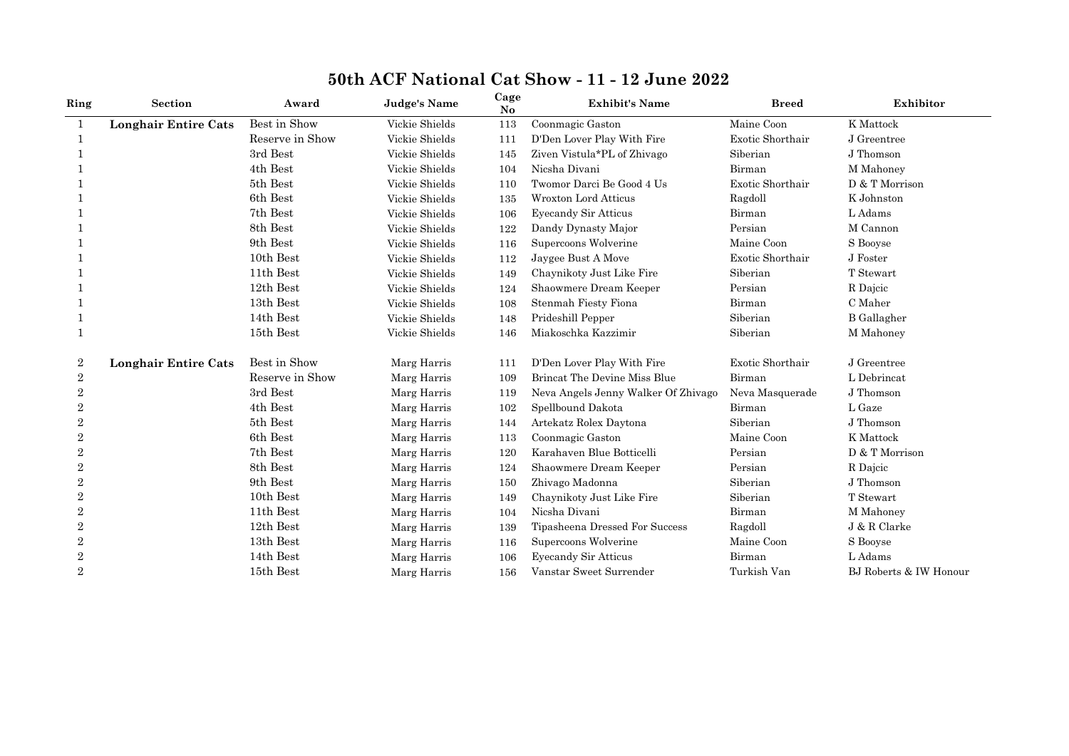# 50th ACF National Cat Show - 11 - 12 June 2022

| Ring | Section | Award | Judge's Name | Cage No | Exhibit's Name | Breed | Exhibitor |
|---|---|---|---|---|---|---|---|
| 1 | **Longhair Entire Cats** | Best in Show | Vickie Shields | 113 | Coonmagic Gaston | Maine Coon | K Mattock |
| 1 | | Reserve in Show | Vickie Shields | 111 | D'Den Lover Play With Fire | Exotic Shorthair | J Greentree |
| 1 | | 3rd Best | Vickie Shields | 145 | Ziven Vistula*PL of Zhivago | Siberian | J Thomson |
| 1 | | 4th Best | Vickie Shields | 104 | Nicsha Divani | Birman | M Mahoney |
| 1 | | 5th Best | Vickie Shields | 110 | Twomor Darci Be Good 4 Us | Exotic Shorthair | D & T Morrison |
| 1 | | 6th Best | Vickie Shields | 135 | Wroxton Lord Atticus | Ragdoll | K Johnston |
| 1 | | 7th Best | Vickie Shields | 106 | Eyecandy Sir Atticus | Birman | L Adams |
| 1 | | 8th Best | Vickie Shields | 122 | Dandy Dynasty Major | Persian | M Cannon |
| 1 | | 9th Best | Vickie Shields | 116 | Supercoons Wolverine | Maine Coon | S Booyse |
| 1 | | 10th Best | Vickie Shields | 112 | Jaygee Bust A Move | Exotic Shorthair | J Foster |
| 1 | | 11th Best | Vickie Shields | 149 | Chaynikoty Just Like Fire | Siberian | T Stewart |
| 1 | | 12th Best | Vickie Shields | 124 | Shaowmere Dream Keeper | Persian | R Dajcic |
| 1 | | 13th Best | Vickie Shields | 108 | Stenmah Fiesty Fiona | Birman | C Maher |
| 1 | | 14th Best | Vickie Shields | 148 | Prideshill Pepper | Siberian | B Gallagher |
| 1 | | 15th Best | Vickie Shields | 146 | Miakoschka Kazzimir | Siberian | M Mahoney |
| 2 | **Longhair Entire Cats** | Best in Show | Marg Harris | 111 | D'Den Lover Play With Fire | Exotic Shorthair | J Greentree |
| 2 | | Reserve in Show | Marg Harris | 109 | Brincat The Devine Miss Blue | Birman | L Debrincat |
| 2 | | 3rd Best | Marg Harris | 119 | Neva Angels Jenny Walker Of Zhivago | Neva Masquerade | J Thomson |
| 2 | | 4th Best | Marg Harris | 102 | Spellbound Dakota | Birman | L Gaze |
| 2 | | 5th Best | Marg Harris | 144 | Artekatz Rolex Daytona | Siberian | J Thomson |
| 2 | | 6th Best | Marg Harris | 113 | Coonmagic Gaston | Maine Coon | K Mattock |
| 2 | | 7th Best | Marg Harris | 120 | Karahaven Blue Botticelli | Persian | D & T Morrison |
| 2 | | 8th Best | Marg Harris | 124 | Shaowmere Dream Keeper | Persian | R Dajcic |
| 2 | | 9th Best | Marg Harris | 150 | Zhivago Madonna | Siberian | J Thomson |
| 2 | | 10th Best | Marg Harris | 149 | Chaynikoty Just Like Fire | Siberian | T Stewart |
| 2 | | 11th Best | Marg Harris | 104 | Nicsha Divani | Birman | M Mahoney |
| 2 | | 12th Best | Marg Harris | 139 | Tipasheena Dressed For Success | Ragdoll | J & R Clarke |
| 2 | | 13th Best | Marg Harris | 116 | Supercoons Wolverine | Maine Coon | S Booyse |
| 2 | | 14th Best | Marg Harris | 106 | Eyecandy Sir Atticus | Birman | L Adams |
| 2 | | 15th Best | Marg Harris | 156 | Vanstar Sweet Surrender | Turkish Van | BJ Roberts & IW Honour |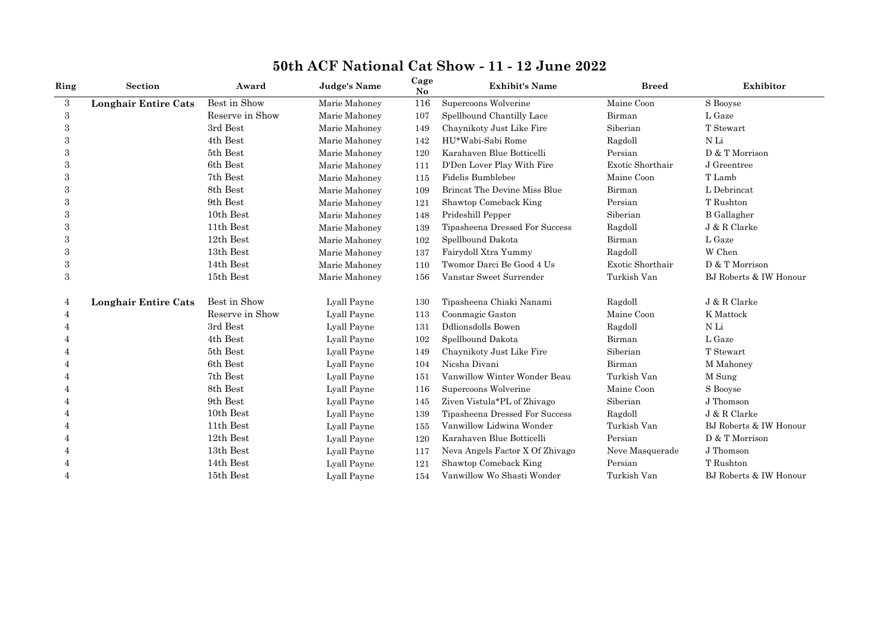# 50th ACF National Cat Show - 11 - 12 June 2022

| Ring | Section | Award | Judge's Name | Cage No | Exhibit's Name | Breed | Exhibitor |
|---|---|---|---|---|---|---|---|
| 3 | **Longhair Entire Cats** | Best in Show | Marie Mahoney | 116 | Supercoons Wolverine | Maine Coon | S Booyse |
| 3 | | Reserve in Show | Marie Mahoney | 107 | Spellbound Chantilly Lace | Birman | L Gaze |
| 3 | | 3rd Best | Marie Mahoney | 149 | Chaynikoty Just Like Fire | Siberian | T Stewart |
| 3 | | 4th Best | Marie Mahoney | 142 | HU*Wabi-Sabi Rome | Ragdoll | N Li |
| 3 | | 5th Best | Marie Mahoney | 120 | Karahaven Blue Botticelli | Persian | D & T Morrison |
| 3 | | 6th Best | Marie Mahoney | 111 | D'Den Lover Play With Fire | Exotic Shorthair | J Greentree |
| 3 | | 7th Best | Marie Mahoney | 115 | Fidelis Bumblebee | Maine Coon | T Lamb |
| 3 | | 8th Best | Marie Mahoney | 109 | Brincat The Devine Miss Blue | Birman | L Debrincat |
| 3 | | 9th Best | Marie Mahoney | 121 | Shawtop Comeback King | Persian | T Rushton |
| 3 | | 10th Best | Marie Mahoney | 148 | Prideshill Pepper | Siberian | B Gallagher |
| 3 | | 11th Best | Marie Mahoney | 139 | Tipasheena Dressed For Success | Ragdoll | J & R Clarke |
| 3 | | 12th Best | Marie Mahoney | 102 | Spellbound Dakota | Birman | L Gaze |
| 3 | | 13th Best | Marie Mahoney | 137 | Fairydoll Xtra Yummy | Ragdoll | W Chen |
| 3 | | 14th Best | Marie Mahoney | 110 | Twomor Darci Be Good 4 Us | Exotic Shorthair | D & T Morrison |
| 3 | | 15th Best | Marie Mahoney | 156 | Vanstar Sweet Surrender | Turkish Van | BJ Roberts & IW Honour |
| 4 | **Longhair Entire Cats** | Best in Show | Lyall Payne | 130 | Tipasheena Chiaki Nanami | Ragdoll | J & R Clarke |
| 4 | | Reserve in Show | Lyall Payne | 113 | Coonmagic Gaston | Maine Coon | K Mattock |
| 4 | | 3rd Best | Lyall Payne | 131 | Ddlionsdolls Bowen | Ragdoll | N Li |
| 4 | | 4th Best | Lyall Payne | 102 | Spellbound Dakota | Birman | L Gaze |
| 4 | | 5th Best | Lyall Payne | 149 | Chaynikoty Just Like Fire | Siberian | T Stewart |
| 4 | | 6th Best | Lyall Payne | 104 | Nicsha Divani | Birman | M Mahoney |
| 4 | | 7th Best | Lyall Payne | 151 | Vanwillow Winter Wonder Beau | Turkish Van | M Sung |
| 4 | | 8th Best | Lyall Payne | 116 | Supercoons Wolverine | Maine Coon | S Booyse |
| 4 | | 9th Best | Lyall Payne | 145 | Ziven Vistula*PL of Zhivago | Siberian | J Thomson |
| 4 | | 10th Best | Lyall Payne | 139 | Tipasheena Dressed For Success | Ragdoll | J & R Clarke |
| 4 | | 11th Best | Lyall Payne | 155 | Vanwillow Lidwina Wonder | Turkish Van | BJ Roberts & IW Honour |
| 4 | | 12th Best | Lyall Payne | 120 | Karahaven Blue Botticelli | Persian | D & T Morrison |
| 4 | | 13th Best | Lyall Payne | 117 | Neva Angels Factor X Of Zhivago | Neve Masquerade | J Thomson |
| 4 | | 14th Best | Lyall Payne | 121 | Shawtop Comeback King | Persian | T Rushton |
| 4 | | 15th Best | Lyall Payne | 154 | Vanwillow Wo Shasti Wonder | Turkish Van | BJ Roberts & IW Honour |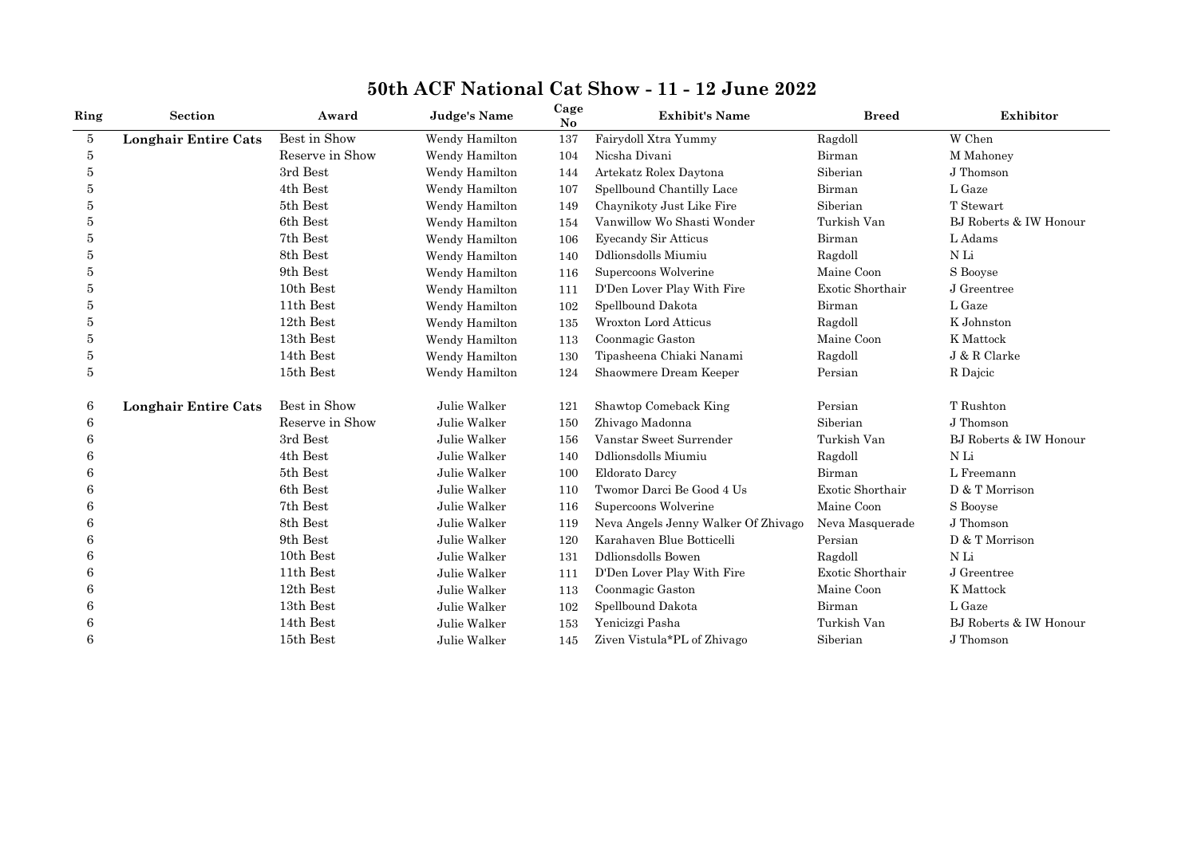# 50th ACF National Cat Show - 11 - 12 June 2022

| Ring | Section | Award | Judge's Name | Cage No | Exhibit's Name | Breed | Exhibitor |
|---|---|---|---|---|---|---|---|
| 5 | **Longhair Entire Cats** | Best in Show | Wendy Hamilton | 137 | Fairydoll Xtra Yummy | Ragdoll | W Chen |
| 5 | | Reserve in Show | Wendy Hamilton | 104 | Nicsha Divani | Birman | M Mahoney |
| 5 | | 3rd Best | Wendy Hamilton | 144 | Artekatz Rolex Daytona | Siberian | J Thomson |
| 5 | | 4th Best | Wendy Hamilton | 107 | Spellbound Chantilly Lace | Birman | L Gaze |
| 5 | | 5th Best | Wendy Hamilton | 149 | Chaynikoty Just Like Fire | Siberian | T Stewart |
| 5 | | 6th Best | Wendy Hamilton | 154 | Vanwillow Wo Shasti Wonder | Turkish Van | BJ Roberts & IW Honour |
| 5 | | 7th Best | Wendy Hamilton | 106 | Eyecandy Sir Atticus | Birman | L Adams |
| 5 | | 8th Best | Wendy Hamilton | 140 | Ddlionsdolls Miumiu | Ragdoll | N Li |
| 5 | | 9th Best | Wendy Hamilton | 116 | Supercoons Wolverine | Maine Coon | S Booyse |
| 5 | | 10th Best | Wendy Hamilton | 111 | D'Den Lover Play With Fire | Exotic Shorthair | J Greentree |
| 5 | | 11th Best | Wendy Hamilton | 102 | Spellbound Dakota | Birman | L Gaze |
| 5 | | 12th Best | Wendy Hamilton | 135 | Wroxton Lord Atticus | Ragdoll | K Johnston |
| 5 | | 13th Best | Wendy Hamilton | 113 | Coonmagic Gaston | Maine Coon | K Mattock |
| 5 | | 14th Best | Wendy Hamilton | 130 | Tipasheena Chiaki Nanami | Ragdoll | J & R Clarke |
| 5 | | 15th Best | Wendy Hamilton | 124 | Shaowmere Dream Keeper | Persian | R Dajcic |
| 6 | **Longhair Entire Cats** | Best in Show | Julie Walker | 121 | Shawtop Comeback King | Persian | T Rushton |
| 6 | | Reserve in Show | Julie Walker | 150 | Zhivago Madonna | Siberian | J Thomson |
| 6 | | 3rd Best | Julie Walker | 156 | Vanstar Sweet Surrender | Turkish Van | BJ Roberts & IW Honour |
| 6 | | 4th Best | Julie Walker | 140 | Ddlionsdolls Miumiu | Ragdoll | N Li |
| 6 | | 5th Best | Julie Walker | 100 | Eldorato Darcy | Birman | L Freemann |
| 6 | | 6th Best | Julie Walker | 110 | Twomor Darci Be Good 4 Us | Exotic Shorthair | D & T Morrison |
| 6 | | 7th Best | Julie Walker | 116 | Supercoons Wolverine | Maine Coon | S Booyse |
| 6 | | 8th Best | Julie Walker | 119 | Neva Angels Jenny Walker Of Zhivago | Neva Masquerade | J Thomson |
| 6 | | 9th Best | Julie Walker | 120 | Karahaven Blue Botticelli | Persian | D & T Morrison |
| 6 | | 10th Best | Julie Walker | 131 | Ddlionsdolls Bowen | Ragdoll | N Li |
| 6 | | 11th Best | Julie Walker | 111 | D'Den Lover Play With Fire | Exotic Shorthair | J Greentree |
| 6 | | 12th Best | Julie Walker | 113 | Coonmagic Gaston | Maine Coon | K Mattock |
| 6 | | 13th Best | Julie Walker | 102 | Spellbound Dakota | Birman | L Gaze |
| 6 | | 14th Best | Julie Walker | 153 | Yenicizgi Pasha | Turkish Van | BJ Roberts & IW Honour |
| 6 | | 15th Best | Julie Walker | 145 | Ziven Vistula*PL of Zhivago | Siberian | J Thomson |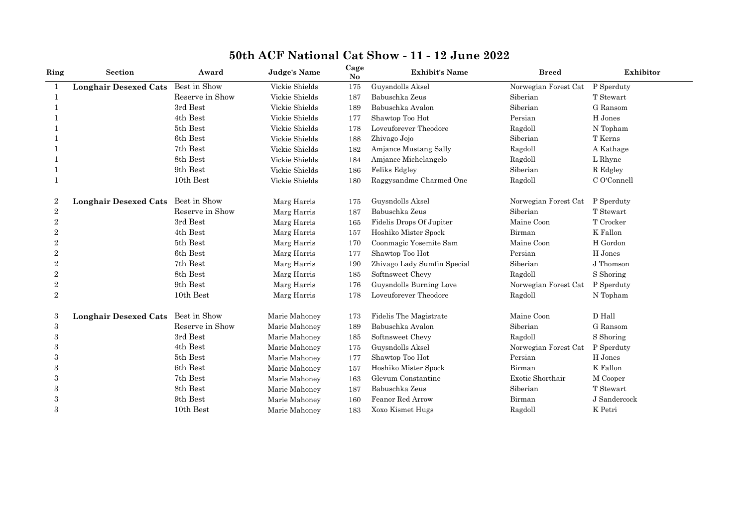# 50th ACF National Cat Show - 11 - 12 June 2022

| Ring | Section | Award | Judge's Name | Cage No | Exhibit's Name | Breed | Exhibitor |
|---|---|---|---|---|---|---|---|
| 1 | **Longhair Desexed Cats** | Best in Show | Vickie Shields | 175 | Guysndolls Aksel | Norwegian Forest Cat | P Sperduty |
| 1 | | Reserve in Show | Vickie Shields | 187 | Babuschka Zeus | Siberian | T Stewart |
| 1 | | 3rd Best | Vickie Shields | 189 | Babuschka Avalon | Siberian | G Ransom |
| 1 | | 4th Best | Vickie Shields | 177 | Shawtop Too Hot | Persian | H Jones |
| 1 | | 5th Best | Vickie Shields | 178 | Loveuforever Theodore | Ragdoll | N Topham |
| 1 | | 6th Best | Vickie Shields | 188 | Zhivago Jojo | Siberian | T Kerns |
| 1 | | 7th Best | Vickie Shields | 182 | Amjance Mustang Sally | Ragdoll | A Kathage |
| 1 | | 8th Best | Vickie Shields | 184 | Amjance Michelangelo | Ragdoll | L Rhyne |
| 1 | | 9th Best | Vickie Shields | 186 | Feliks Edgley | Siberian | R Edgley |
| 1 | | 10th Best | Vickie Shields | 180 | Raggysandme Charmed One | Ragdoll | C O'Connell |
| 2 | **Longhair Desexed Cats** | Best in Show | Marg Harris | 175 | Guysndolls Aksel | Norwegian Forest Cat | P Sperduty |
| 2 | | Reserve in Show | Marg Harris | 187 | Babuschka Zeus | Siberian | T Stewart |
| 2 | | 3rd Best | Marg Harris | 165 | Fidelis Drops Of Jupiter | Maine Coon | T Crocker |
| 2 | | 4th Best | Marg Harris | 157 | Hoshiko Mister Spock | Birman | K Fallon |
| 2 | | 5th Best | Marg Harris | 170 | Coonmagic Yosemite Sam | Maine Coon | H Gordon |
| 2 | | 6th Best | Marg Harris | 177 | Shawtop Too Hot | Persian | H Jones |
| 2 | | 7th Best | Marg Harris | 190 | Zhivago Lady Sumfin Special | Siberian | J Thomson |
| 2 | | 8th Best | Marg Harris | 185 | Softnsweet Chevy | Ragdoll | S Shoring |
| 2 | | 9th Best | Marg Harris | 176 | Guysndolls Burning Love | Norwegian Forest Cat | P Sperduty |
| 2 | | 10th Best | Marg Harris | 178 | Loveuforever Theodore | Ragdoll | N Topham |
| 3 | **Longhair Desexed Cats** | Best in Show | Marie Mahoney | 173 | Fidelis The Magistrate | Maine Coon | D Hall |
| 3 | | Reserve in Show | Marie Mahoney | 189 | Babuschka Avalon | Siberian | G Ransom |
| 3 | | 3rd Best | Marie Mahoney | 185 | Softnsweet Chevy | Ragdoll | S Shoring |
| 3 | | 4th Best | Marie Mahoney | 175 | Guysndolls Aksel | Norwegian Forest Cat | P Sperduty |
| 3 | | 5th Best | Marie Mahoney | 177 | Shawtop Too Hot | Persian | H Jones |
| 3 | | 6th Best | Marie Mahoney | 157 | Hoshiko Mister Spock | Birman | K Fallon |
| 3 | | 7th Best | Marie Mahoney | 163 | Glevum Constantine | Exotic Shorthair | M Cooper |
| 3 | | 8th Best | Marie Mahoney | 187 | Babuschka Zeus | Siberian | T Stewart |
| 3 | | 9th Best | Marie Mahoney | 160 | Feanor Red Arrow | Birman | J Sandercock |
| 3 | | 10th Best | Marie Mahoney | 183 | Xoxo Kismet Hugs | Ragdoll | K Petri |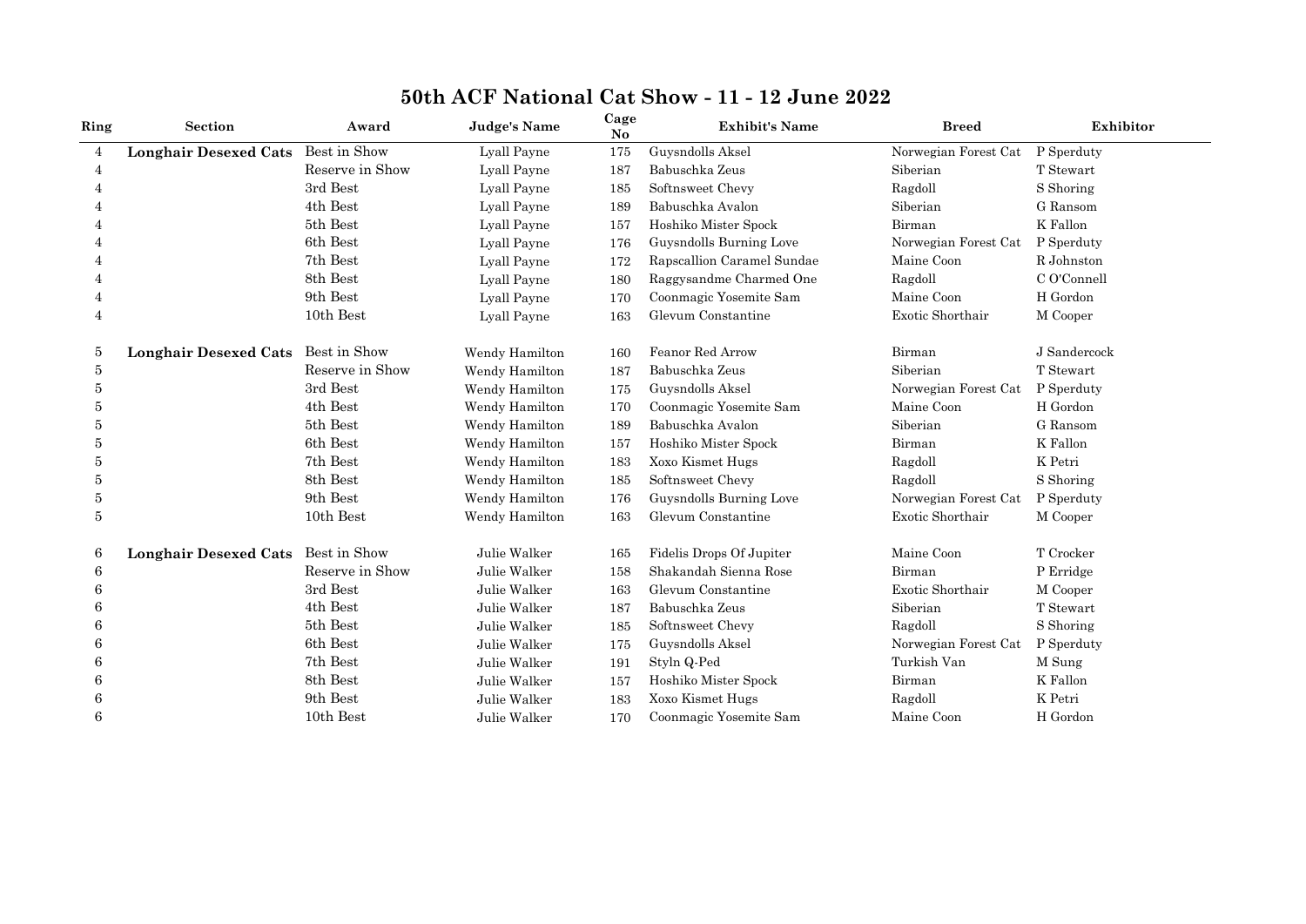# 50th ACF National Cat Show - 11 - 12 June 2022

| Ring | Section | Award | Judge's Name | Cage No | Exhibit's Name | Breed | Exhibitor |
|---|---|---|---|---|---|---|---|
| 4 | **Longhair Desexed Cats** | Best in Show | Lyall Payne | 175 | Guysndolls Aksel | Norwegian Forest Cat | P Sperduty |
| 4 | | Reserve in Show | Lyall Payne | 187 | Babuschka Zeus | Siberian | T Stewart |
| 4 | | 3rd Best | Lyall Payne | 185 | Softnsweet Chevy | Ragdoll | S Shoring |
| 4 | | 4th Best | Lyall Payne | 189 | Babuschka Avalon | Siberian | G Ransom |
| 4 | | 5th Best | Lyall Payne | 157 | Hoshiko Mister Spock | Birman | K Fallon |
| 4 | | 6th Best | Lyall Payne | 176 | Guysndolls Burning Love | Norwegian Forest Cat | P Sperduty |
| 4 | | 7th Best | Lyall Payne | 172 | Rapscallion Caramel Sundae | Maine Coon | R Johnston |
| 4 | | 8th Best | Lyall Payne | 180 | Raggysandme Charmed One | Ragdoll | C O'Connell |
| 4 | | 9th Best | Lyall Payne | 170 | Coonmagic Yosemite Sam | Maine Coon | H Gordon |
| 4 | | 10th Best | Lyall Payne | 163 | Glevum Constantine | Exotic Shorthair | M Cooper |
| 5 | **Longhair Desexed Cats** | Best in Show | Wendy Hamilton | 160 | Feanor Red Arrow | Birman | J Sandercock |
| 5 | | Reserve in Show | Wendy Hamilton | 187 | Babuschka Zeus | Siberian | T Stewart |
| 5 | | 3rd Best | Wendy Hamilton | 175 | Guysndolls Aksel | Norwegian Forest Cat | P Sperduty |
| 5 | | 4th Best | Wendy Hamilton | 170 | Coonmagic Yosemite Sam | Maine Coon | H Gordon |
| 5 | | 5th Best | Wendy Hamilton | 189 | Babuschka Avalon | Siberian | G Ransom |
| 5 | | 6th Best | Wendy Hamilton | 157 | Hoshiko Mister Spock | Birman | K Fallon |
| 5 | | 7th Best | Wendy Hamilton | 183 | Xoxo Kismet Hugs | Ragdoll | K Petri |
| 5 | | 8th Best | Wendy Hamilton | 185 | Softnsweet Chevy | Ragdoll | S Shoring |
| 5 | | 9th Best | Wendy Hamilton | 176 | Guysndolls Burning Love | Norwegian Forest Cat | P Sperduty |
| 5 | | 10th Best | Wendy Hamilton | 163 | Glevum Constantine | Exotic Shorthair | M Cooper |
| 6 | **Longhair Desexed Cats** | Best in Show | Julie Walker | 165 | Fidelis Drops Of Jupiter | Maine Coon | T Crocker |
| 6 | | Reserve in Show | Julie Walker | 158 | Shakandah Sienna Rose | Birman | P Erridge |
| 6 | | 3rd Best | Julie Walker | 163 | Glevum Constantine | Exotic Shorthair | M Cooper |
| 6 | | 4th Best | Julie Walker | 187 | Babuschka Zeus | Siberian | T Stewart |
| 6 | | 5th Best | Julie Walker | 185 | Softnsweet Chevy | Ragdoll | S Shoring |
| 6 | | 6th Best | Julie Walker | 175 | Guysndolls Aksel | Norwegian Forest Cat | P Sperduty |
| 6 | | 7th Best | Julie Walker | 191 | Styln Q-Ped | Turkish Van | M Sung |
| 6 | | 8th Best | Julie Walker | 157 | Hoshiko Mister Spock | Birman | K Fallon |
| 6 | | 9th Best | Julie Walker | 183 | Xoxo Kismet Hugs | Ragdoll | K Petri |
| 6 | | 10th Best | Julie Walker | 170 | Coonmagic Yosemite Sam | Maine Coon | H Gordon |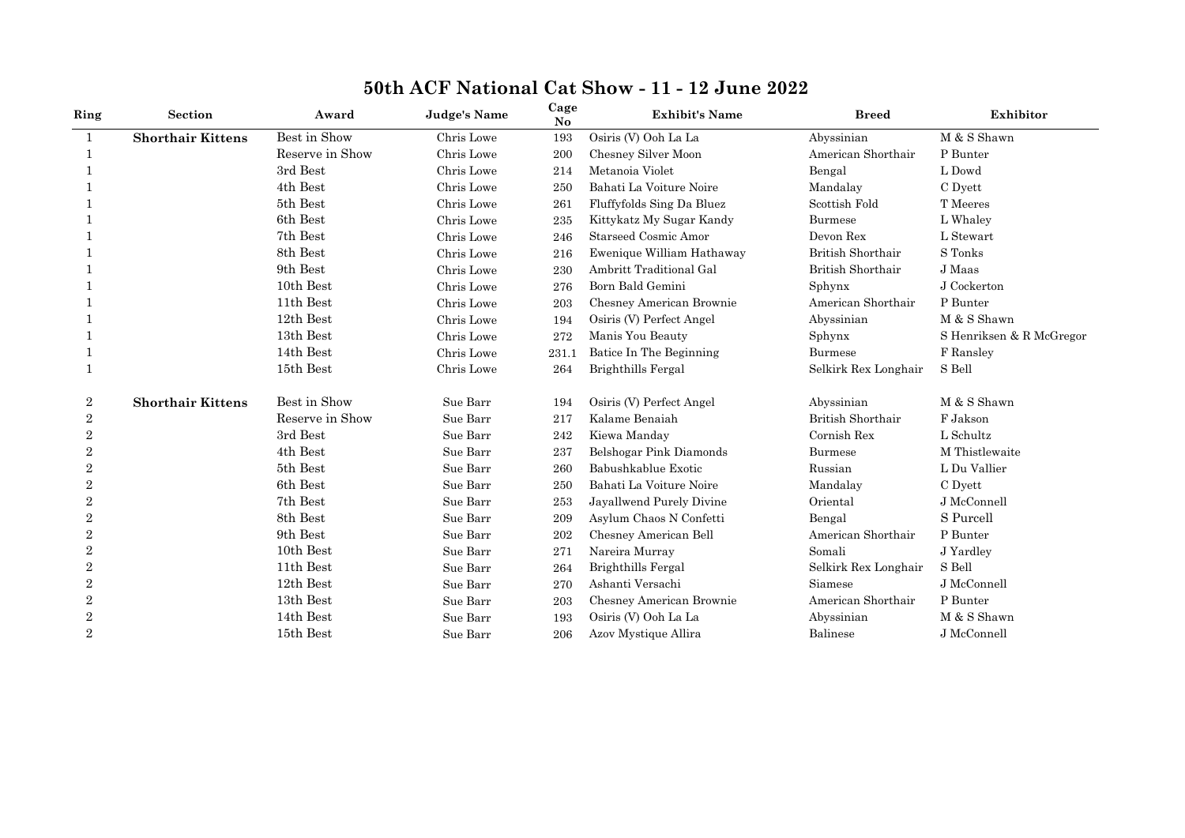# 50th ACF National Cat Show - 11 - 12 June 2022

| Ring | Section | Award | Judge's Name | Cage No | Exhibit's Name | Breed | Exhibitor |
|---|---|---|---|---|---|---|---|
| 1 | **Shorthair Kittens** | Best in Show | Chris Lowe | 193 | Osiris (V) Ooh La La | Abyssinian | M & S Shawn |
| 1 | | Reserve in Show | Chris Lowe | 200 | Chesney Silver Moon | American Shorthair | P Bunter |
| 1 | | 3rd Best | Chris Lowe | 214 | Metanoia Violet | Bengal | L Dowd |
| 1 | | 4th Best | Chris Lowe | 250 | Bahati La Voiture Noire | Mandalay | C Dyett |
| 1 | | 5th Best | Chris Lowe | 261 | Fluffyfolds Sing Da Bluez | Scottish Fold | T Meeres |
| 1 | | 6th Best | Chris Lowe | 235 | Kittykatz My Sugar Kandy | Burmese | L Whaley |
| 1 | | 7th Best | Chris Lowe | 246 | Starseed Cosmic Amor | Devon Rex | L Stewart |
| 1 | | 8th Best | Chris Lowe | 216 | Ewenique William Hathaway | British Shorthair | S Tonks |
| 1 | | 9th Best | Chris Lowe | 230 | Ambritt Traditional Gal | British Shorthair | J Maas |
| 1 | | 10th Best | Chris Lowe | 276 | Born Bald Gemini | Sphynx | J Cockerton |
| 1 | | 11th Best | Chris Lowe | 203 | Chesney American Brownie | American Shorthair | P Bunter |
| 1 | | 12th Best | Chris Lowe | 194 | Osiris (V) Perfect Angel | Abyssinian | M & S Shawn |
| 1 | | 13th Best | Chris Lowe | 272 | Manis You Beauty | Sphynx | S Henriksen & R McGregor |
| 1 | | 14th Best | Chris Lowe | 231.1 | Batice In The Beginning | Burmese | F Ransley |
| 1 | | 15th Best | Chris Lowe | 264 | Brighthills Fergal | Selkirk Rex Longhair | S Bell |
| 2 | **Shorthair Kittens** | Best in Show | Sue Barr | 194 | Osiris (V) Perfect Angel | Abyssinian | M & S Shawn |
| 2 | | Reserve in Show | Sue Barr | 217 | Kalame Benaiah | British Shorthair | F Jakson |
| 2 | | 3rd Best | Sue Barr | 242 | Kiewa Manday | Cornish Rex | L Schultz |
| 2 | | 4th Best | Sue Barr | 237 | Belshogar Pink Diamonds | Burmese | M Thistlewaite |
| 2 | | 5th Best | Sue Barr | 260 | Babushkablue Exotic | Russian | L Du Vallier |
| 2 | | 6th Best | Sue Barr | 250 | Bahati La Voiture Noire | Mandalay | C Dyett |
| 2 | | 7th Best | Sue Barr | 253 | Jayallwend Purely Divine | Oriental | J McConnell |
| 2 | | 8th Best | Sue Barr | 209 | Asylum Chaos N Confetti | Bengal | S Purcell |
| 2 | | 9th Best | Sue Barr | 202 | Chesney American Bell | American Shorthair | P Bunter |
| 2 | | 10th Best | Sue Barr | 271 | Nareira Murray | Somali | J Yardley |
| 2 | | 11th Best | Sue Barr | 264 | Brighthills Fergal | Selkirk Rex Longhair | S Bell |
| 2 | | 12th Best | Sue Barr | 270 | Ashanti Versachi | Siamese | J McConnell |
| 2 | | 13th Best | Sue Barr | 203 | Chesney American Brownie | American Shorthair | P Bunter |
| 2 | | 14th Best | Sue Barr | 193 | Osiris (V) Ooh La La | Abyssinian | M & S Shawn |
| 2 | | 15th Best | Sue Barr | 206 | Azov Mystique Allira | Balinese | J McConnell |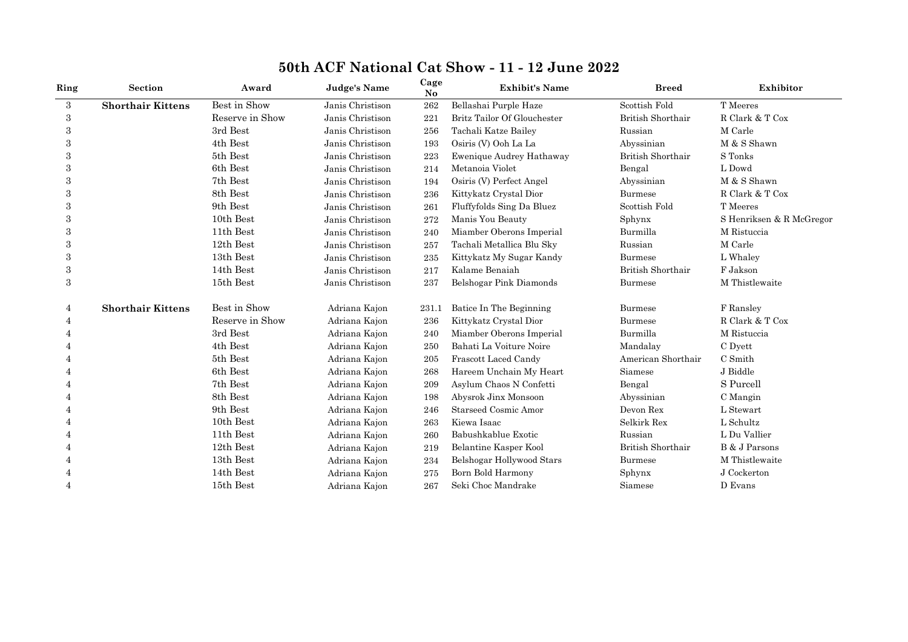# 50th ACF National Cat Show - 11 - 12 June 2022

| Ring | Section | Award | Judge's Name | Cage No | Exhibit's Name | Breed | Exhibitor |
|---|---|---|---|---|---|---|---|
| 3 | **Shorthair Kittens** | Best in Show | Janis Christison | 262 | Bellashai Purple Haze | Scottish Fold | T Meeres |
| 3 | | Reserve in Show | Janis Christison | 221 | Britz Tailor Of Glouchester | British Shorthair | R Clark & T Cox |
| 3 | | 3rd Best | Janis Christison | 256 | Tachali Katze Bailey | Russian | M Carle |
| 3 | | 4th Best | Janis Christison | 193 | Osiris (V) Ooh La La | Abyssinian | M & S Shawn |
| 3 | | 5th Best | Janis Christison | 223 | Ewenique Audrey Hathaway | British Shorthair | S Tonks |
| 3 | | 6th Best | Janis Christison | 214 | Metanoia Violet | Bengal | L Dowd |
| 3 | | 7th Best | Janis Christison | 194 | Osiris (V) Perfect Angel | Abyssinian | M & S Shawn |
| 3 | | 8th Best | Janis Christison | 236 | Kittykatz Crystal Dior | Burmese | R Clark & T Cox |
| 3 | | 9th Best | Janis Christison | 261 | Fluffyfolds Sing Da Bluez | Scottish Fold | T Meeres |
| 3 | | 10th Best | Janis Christison | 272 | Manis You Beauty | Sphynx | S Henriksen & R McGregor |
| 3 | | 11th Best | Janis Christison | 240 | Miamber Oberons Imperial | Burmilla | M Ristuccia |
| 3 | | 12th Best | Janis Christison | 257 | Tachali Metallica Blu Sky | Russian | M Carle |
| 3 | | 13th Best | Janis Christison | 235 | Kittykatz My Sugar Kandy | Burmese | L Whaley |
| 3 | | 14th Best | Janis Christison | 217 | Kalame Benaiah | British Shorthair | F Jakson |
| 3 | | 15th Best | Janis Christison | 237 | Belshogar Pink Diamonds | Burmese | M Thistlewaite |
| 4 | **Shorthair Kittens** | Best in Show | Adriana Kajon | 231.1 | Batice In The Beginning | Burmese | F Ransley |
| 4 | | Reserve in Show | Adriana Kajon | 236 | Kittykatz Crystal Dior | Burmese | R Clark & T Cox |
| 4 | | 3rd Best | Adriana Kajon | 240 | Miamber Oberons Imperial | Burmilla | M Ristuccia |
| 4 | | 4th Best | Adriana Kajon | 250 | Bahati La Voiture Noire | Mandalay | C Dyett |
| 4 | | 5th Best | Adriana Kajon | 205 | Frascott Laced Candy | American Shorthair | C Smith |
| 4 | | 6th Best | Adriana Kajon | 268 | Hareem Unchain My Heart | Siamese | J Biddle |
| 4 | | 7th Best | Adriana Kajon | 209 | Asylum Chaos N Confetti | Bengal | S Purcell |
| 4 | | 8th Best | Adriana Kajon | 198 | Abysrok Jinx Monsoon | Abyssinian | C Mangin |
| 4 | | 9th Best | Adriana Kajon | 246 | Starseed Cosmic Amor | Devon Rex | L Stewart |
| 4 | | 10th Best | Adriana Kajon | 263 | Kiewa Isaac | Selkirk Rex | L Schultz |
| 4 | | 11th Best | Adriana Kajon | 260 | Babushkablue Exotic | Russian | L Du Vallier |
| 4 | | 12th Best | Adriana Kajon | 219 | Belantine Kasper Kool | British Shorthair | B & J Parsons |
| 4 | | 13th Best | Adriana Kajon | 234 | Belshogar Hollywood Stars | Burmese | M Thistlewaite |
| 4 | | 14th Best | Adriana Kajon | 275 | Born Bold Harmony | Sphynx | J Cockerton |
| 4 | | 15th Best | Adriana Kajon | 267 | Seki Choc Mandrake | Siamese | D Evans |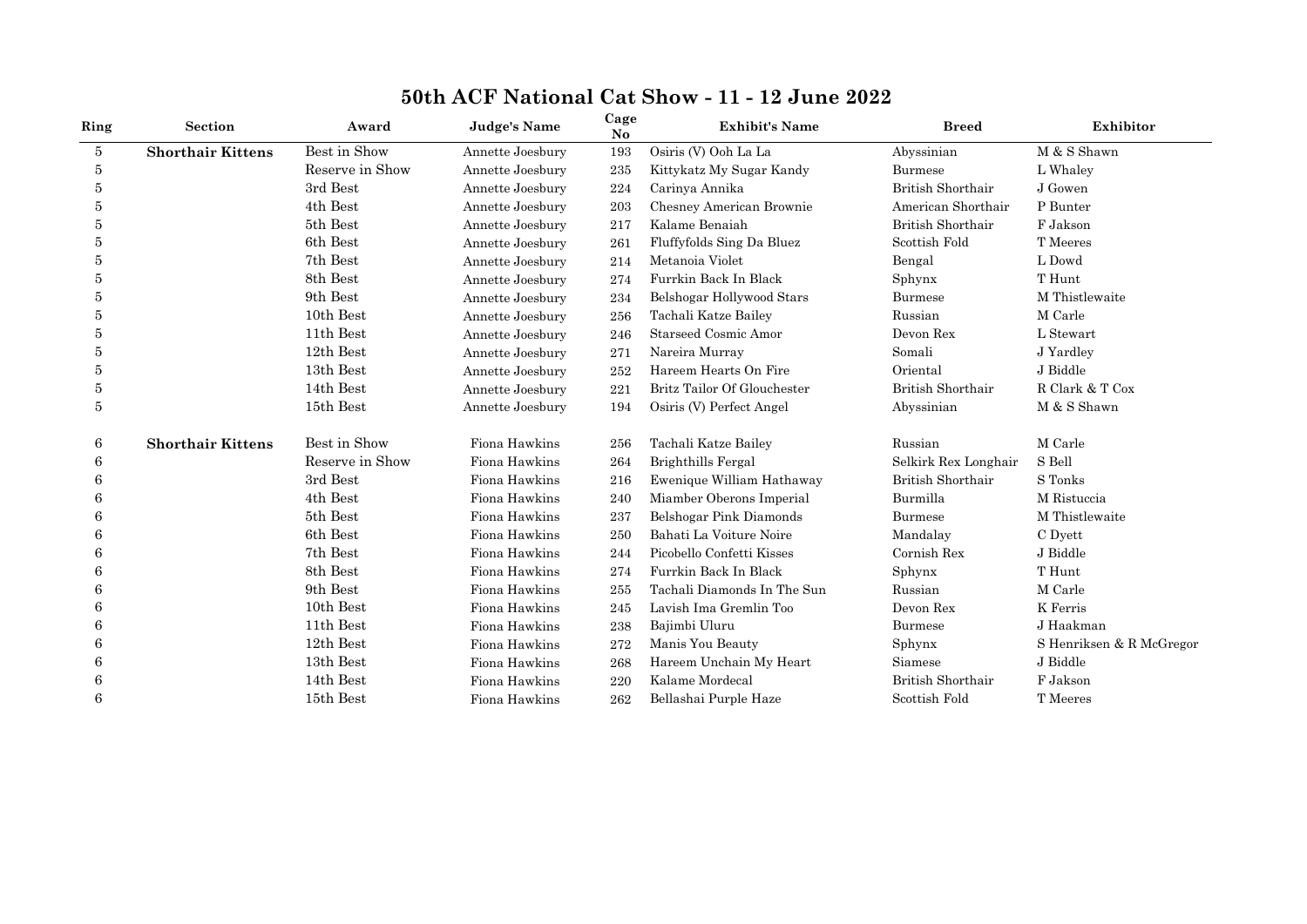# 50th ACF National Cat Show - 11 - 12 June 2022

| Ring | Section | Award | Judge's Name | Cage No | Exhibit's Name | Breed | Exhibitor |
|---|---|---|---|---|---|---|---|
| 5 | **Shorthair Kittens** | Best in Show | Annette Joesbury | 193 | Osiris (V) Ooh La La | Abyssinian | M & S Shawn |
| 5 | | Reserve in Show | Annette Joesbury | 235 | Kittykatz My Sugar Kandy | Burmese | L Whaley |
| 5 | | 3rd Best | Annette Joesbury | 224 | Carinya Annika | British Shorthair | J Gowen |
| 5 | | 4th Best | Annette Joesbury | 203 | Chesney American Brownie | American Shorthair | P Bunter |
| 5 | | 5th Best | Annette Joesbury | 217 | Kalame Benaiah | British Shorthair | F Jakson |
| 5 | | 6th Best | Annette Joesbury | 261 | Fluffyfolds Sing Da Bluez | Scottish Fold | T Meeres |
| 5 | | 7th Best | Annette Joesbury | 214 | Metanoia Violet | Bengal | L Dowd |
| 5 | | 8th Best | Annette Joesbury | 274 | Furrkin Back In Black | Sphynx | T Hunt |
| 5 | | 9th Best | Annette Joesbury | 234 | Belshogar Hollywood Stars | Burmese | M Thistlewaite |
| 5 | | 10th Best | Annette Joesbury | 256 | Tachali Katze Bailey | Russian | M Carle |
| 5 | | 11th Best | Annette Joesbury | 246 | Starseed Cosmic Amor | Devon Rex | L Stewart |
| 5 | | 12th Best | Annette Joesbury | 271 | Nareira Murray | Somali | J Yardley |
| 5 | | 13th Best | Annette Joesbury | 252 | Hareem Hearts On Fire | Oriental | J Biddle |
| 5 | | 14th Best | Annette Joesbury | 221 | Britz Tailor Of Glouchester | British Shorthair | R Clark & T Cox |
| 5 | | 15th Best | Annette Joesbury | 194 | Osiris (V) Perfect Angel | Abyssinian | M & S Shawn |
| 6 | **Shorthair Kittens** | Best in Show | Fiona Hawkins | 256 | Tachali Katze Bailey | Russian | M Carle |
| 6 | | Reserve in Show | Fiona Hawkins | 264 | Brighthills Fergal | Selkirk Rex Longhair | S Bell |
| 6 | | 3rd Best | Fiona Hawkins | 216 | Ewenique William Hathaway | British Shorthair | S Tonks |
| 6 | | 4th Best | Fiona Hawkins | 240 | Miamber Oberons Imperial | Burmilla | M Ristuccia |
| 6 | | 5th Best | Fiona Hawkins | 237 | Belshogar Pink Diamonds | Burmese | M Thistlewaite |
| 6 | | 6th Best | Fiona Hawkins | 250 | Bahati La Voiture Noire | Mandalay | C Dyett |
| 6 | | 7th Best | Fiona Hawkins | 244 | Picobello Confetti Kisses | Cornish Rex | J Biddle |
| 6 | | 8th Best | Fiona Hawkins | 274 | Furrkin Back In Black | Sphynx | T Hunt |
| 6 | | 9th Best | Fiona Hawkins | 255 | Tachali Diamonds In The Sun | Russian | M Carle |
| 6 | | 10th Best | Fiona Hawkins | 245 | Lavish Ima Gremlin Too | Devon Rex | K Ferris |
| 6 | | 11th Best | Fiona Hawkins | 238 | Bajimbi Uluru | Burmese | J Haakman |
| 6 | | 12th Best | Fiona Hawkins | 272 | Manis You Beauty | Sphynx | S Henriksen & R McGregor |
| 6 | | 13th Best | Fiona Hawkins | 268 | Hareem Unchain My Heart | Siamese | J Biddle |
| 6 | | 14th Best | Fiona Hawkins | 220 | Kalame Mordecal | British Shorthair | F Jakson |
| 6 | | 15th Best | Fiona Hawkins | 262 | Bellashai Purple Haze | Scottish Fold | T Meeres |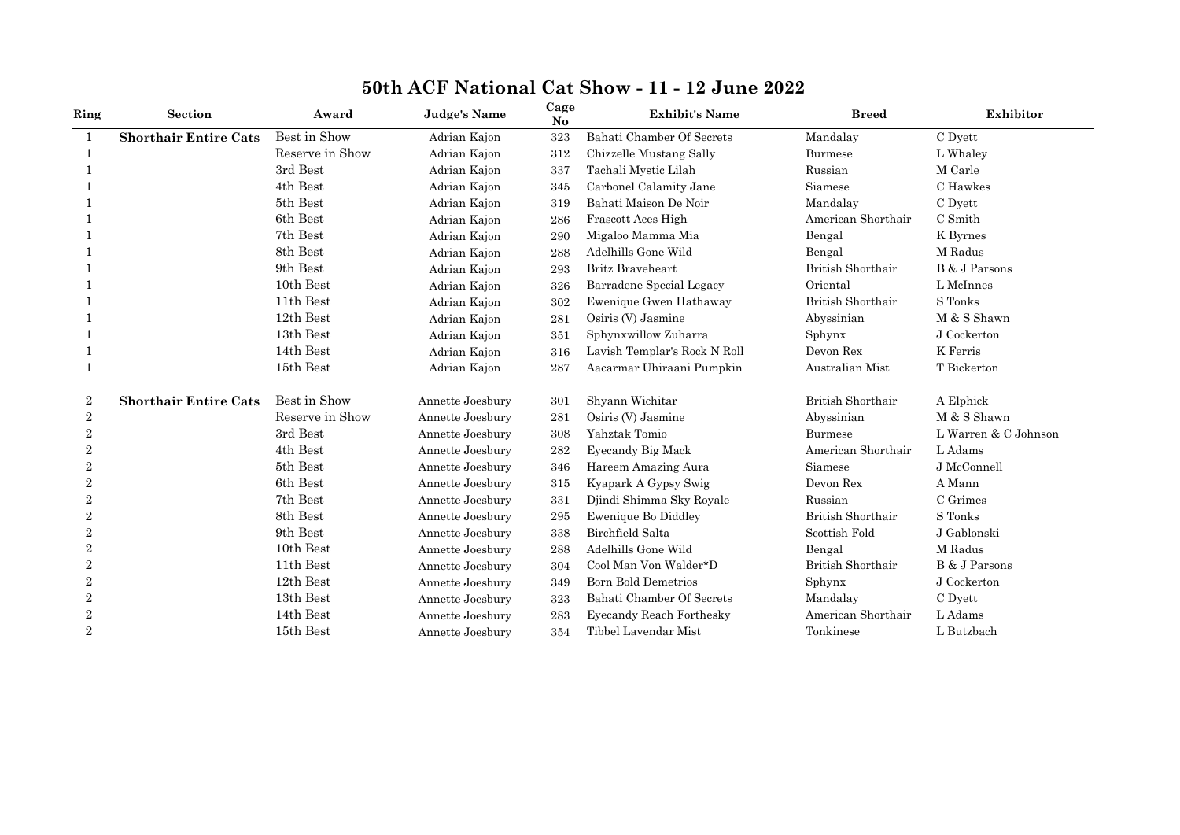# 50th ACF National Cat Show - 11 - 12 June 2022

| Ring | Section | Award | Judge's Name | Cage No | Exhibit's Name | Breed | Exhibitor |
|---|---|---|---|---|---|---|---|
| 1 | **Shorthair Entire Cats** | Best in Show | Adrian Kajon | 323 | Bahati Chamber Of Secrets | Mandalay | C Dyett |
| 1 | | Reserve in Show | Adrian Kajon | 312 | Chizzelle Mustang Sally | Burmese | L Whaley |
| 1 | | 3rd Best | Adrian Kajon | 337 | Tachali Mystic Lilah | Russian | M Carle |
| 1 | | 4th Best | Adrian Kajon | 345 | Carbonel Calamity Jane | Siamese | C Hawkes |
| 1 | | 5th Best | Adrian Kajon | 319 | Bahati Maison De Noir | Mandalay | C Dyett |
| 1 | | 6th Best | Adrian Kajon | 286 | Frascott Aces High | American Shorthair | C Smith |
| 1 | | 7th Best | Adrian Kajon | 290 | Migaloo Mamma Mia | Bengal | K Byrnes |
| 1 | | 8th Best | Adrian Kajon | 288 | Adelhills Gone Wild | Bengal | M Radus |
| 1 | | 9th Best | Adrian Kajon | 293 | Britz Braveheart | British Shorthair | B & J Parsons |
| 1 | | 10th Best | Adrian Kajon | 326 | Barradene Special Legacy | Oriental | L McInnes |
| 1 | | 11th Best | Adrian Kajon | 302 | Ewenique Gwen Hathaway | British Shorthair | S Tonks |
| 1 | | 12th Best | Adrian Kajon | 281 | Osiris (V) Jasmine | Abyssinian | M & S Shawn |
| 1 | | 13th Best | Adrian Kajon | 351 | Sphynxwillow Zuharra | Sphynx | J Cockerton |
| 1 | | 14th Best | Adrian Kajon | 316 | Lavish Templar's Rock N Roll | Devon Rex | K Ferris |
| 1 | | 15th Best | Adrian Kajon | 287 | Aacarmar Uhiraani Pumpkin | Australian Mist | T Bickerton |
| 2 | **Shorthair Entire Cats** | Best in Show | Annette Joesbury | 301 | Shyann Wichitar | British Shorthair | A Elphick |
| 2 | | Reserve in Show | Annette Joesbury | 281 | Osiris (V) Jasmine | Abyssinian | M & S Shawn |
| 2 | | 3rd Best | Annette Joesbury | 308 | Yahztak Tomio | Burmese | L Warren & C Johnson |
| 2 | | 4th Best | Annette Joesbury | 282 | Eyecandy Big Mack | American Shorthair | L Adams |
| 2 | | 5th Best | Annette Joesbury | 346 | Hareem Amazing Aura | Siamese | J McConnell |
| 2 | | 6th Best | Annette Joesbury | 315 | Kyapark A Gypsy Swig | Devon Rex | A Mann |
| 2 | | 7th Best | Annette Joesbury | 331 | Djindi Shimma Sky Royale | Russian | C Grimes |
| 2 | | 8th Best | Annette Joesbury | 295 | Ewenique Bo Diddley | British Shorthair | S Tonks |
| 2 | | 9th Best | Annette Joesbury | 338 | Birchfield Salta | Scottish Fold | J Gablonski |
| 2 | | 10th Best | Annette Joesbury | 288 | Adelhills Gone Wild | Bengal | M Radus |
| 2 | | 11th Best | Annette Joesbury | 304 | Cool Man Von Walder*D | British Shorthair | B & J Parsons |
| 2 | | 12th Best | Annette Joesbury | 349 | Born Bold Demetrios | Sphynx | J Cockerton |
| 2 | | 13th Best | Annette Joesbury | 323 | Bahati Chamber Of Secrets | Mandalay | C Dyett |
| 2 | | 14th Best | Annette Joesbury | 283 | Eyecandy Reach Forthesky | American Shorthair | L Adams |
| 2 | | 15th Best | Annette Joesbury | 354 | Tibbel Lavendar Mist | Tonkinese | L Butzbach |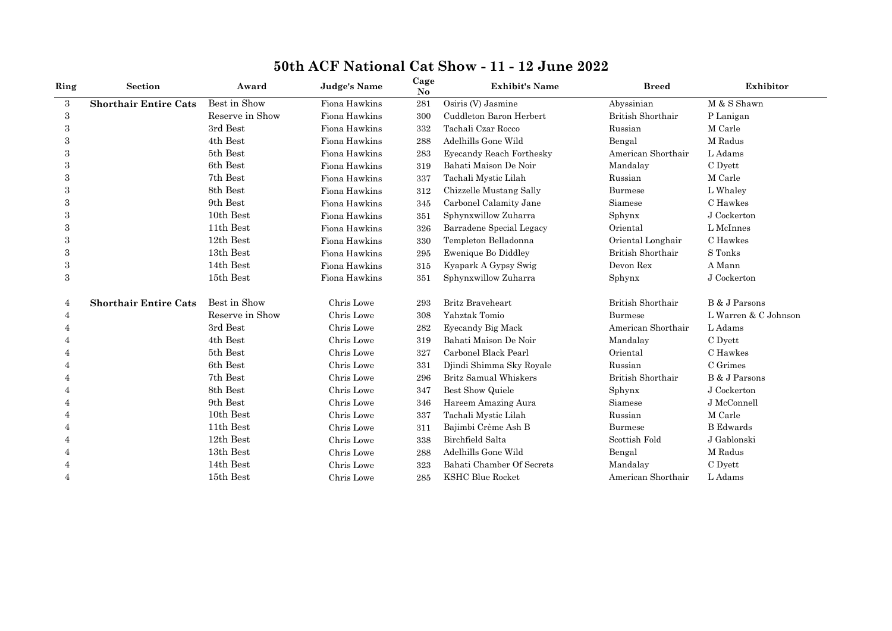# 50th ACF National Cat Show - 11 - 12 June 2022

| Ring | Section | Award | Judge's Name | Cage No | Exhibit's Name | Breed | Exhibitor |
|---|---|---|---|---|---|---|---|
| 3 | **Shorthair Entire Cats** | Best in Show | Fiona Hawkins | 281 | Osiris (V) Jasmine | Abyssinian | M & S Shawn |
| 3 | | Reserve in Show | Fiona Hawkins | 300 | Cuddleton Baron Herbert | British Shorthair | P Lanigan |
| 3 | | 3rd Best | Fiona Hawkins | 332 | Tachali Czar Rocco | Russian | M Carle |
| 3 | | 4th Best | Fiona Hawkins | 288 | Adelhills Gone Wild | Bengal | M Radus |
| 3 | | 5th Best | Fiona Hawkins | 283 | Eyecandy Reach Forthesky | American Shorthair | L Adams |
| 3 | | 6th Best | Fiona Hawkins | 319 | Bahati Maison De Noir | Mandalay | C Dyett |
| 3 | | 7th Best | Fiona Hawkins | 337 | Tachali Mystic Lilah | Russian | M Carle |
| 3 | | 8th Best | Fiona Hawkins | 312 | Chizzelle Mustang Sally | Burmese | L Whaley |
| 3 | | 9th Best | Fiona Hawkins | 345 | Carbonel Calamity Jane | Siamese | C Hawkes |
| 3 | | 10th Best | Fiona Hawkins | 351 | Sphynxwillow Zuharra | Sphynx | J Cockerton |
| 3 | | 11th Best | Fiona Hawkins | 326 | Barradene Special Legacy | Oriental | L McInnes |
| 3 | | 12th Best | Fiona Hawkins | 330 | Templeton Belladonna | Oriental Longhair | C Hawkes |
| 3 | | 13th Best | Fiona Hawkins | 295 | Ewenique Bo Diddley | British Shorthair | S Tonks |
| 3 | | 14th Best | Fiona Hawkins | 315 | Kyapark A Gypsy Swig | Devon Rex | A Mann |
| 3 | | 15th Best | Fiona Hawkins | 351 | Sphynxwillow Zuharra | Sphynx | J Cockerton |
| 4 | **Shorthair Entire Cats** | Best in Show | Chris Lowe | 293 | Britz Braveheart | British Shorthair | B & J Parsons |
| 4 | | Reserve in Show | Chris Lowe | 308 | Yahztak Tomio | Burmese | L Warren & C Johnson |
| 4 | | 3rd Best | Chris Lowe | 282 | Eyecandy Big Mack | American Shorthair | L Adams |
| 4 | | 4th Best | Chris Lowe | 319 | Bahati Maison De Noir | Mandalay | C Dyett |
| 4 | | 5th Best | Chris Lowe | 327 | Carbonel Black Pearl | Oriental | C Hawkes |
| 4 | | 6th Best | Chris Lowe | 331 | Djindi Shimma Sky Royale | Russian | C Grimes |
| 4 | | 7th Best | Chris Lowe | 296 | Britz Samual Whiskers | British Shorthair | B & J Parsons |
| 4 | | 8th Best | Chris Lowe | 347 | Best Show Quiele | Sphynx | J Cockerton |
| 4 | | 9th Best | Chris Lowe | 346 | Hareem Amazing Aura | Siamese | J McConnell |
| 4 | | 10th Best | Chris Lowe | 337 | Tachali Mystic Lilah | Russian | M Carle |
| 4 | | 11th Best | Chris Lowe | 311 | Bajimbi Crème Ash B | Burmese | B Edwards |
| 4 | | 12th Best | Chris Lowe | 338 | Birchfield Salta | Scottish Fold | J Gablonski |
| 4 | | 13th Best | Chris Lowe | 288 | Adelhills Gone Wild | Bengal | M Radus |
| 4 | | 14th Best | Chris Lowe | 323 | Bahati Chamber Of Secrets | Mandalay | C Dyett |
| 4 | | 15th Best | Chris Lowe | 285 | KSHC Blue Rocket | American Shorthair | L Adams |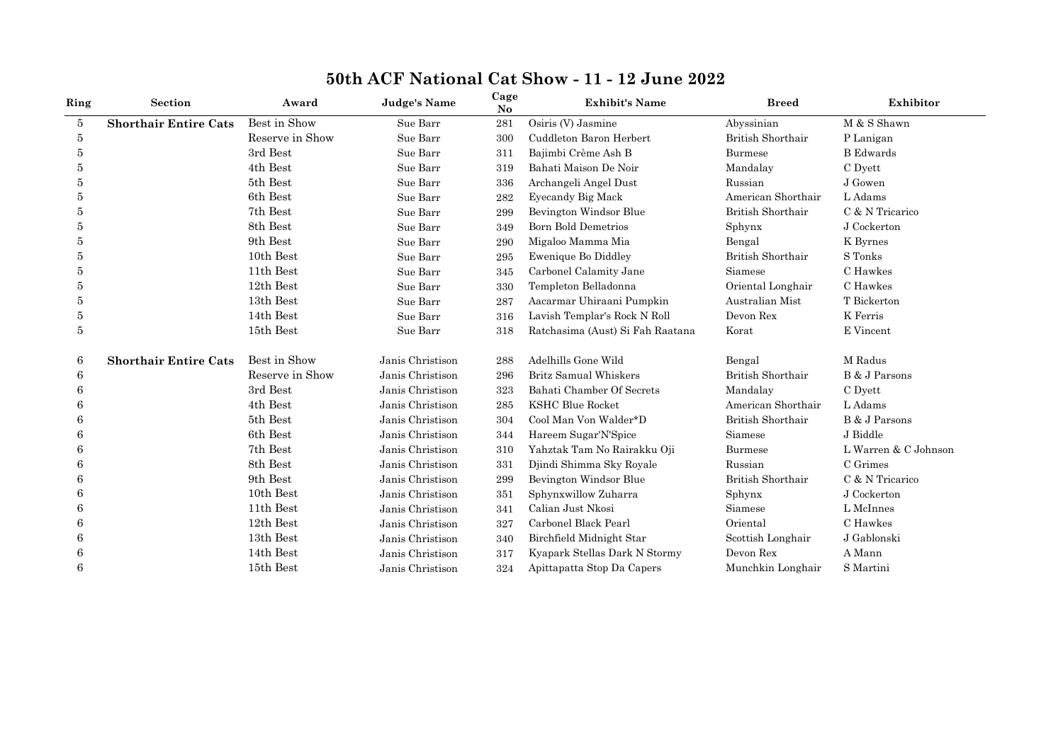# 50th ACF National Cat Show - 11 - 12 June 2022

| Ring | Section | Award | Judge's Name | Cage No | Exhibit's Name | Breed | Exhibitor |
|---|---|---|---|---|---|---|---|
| 5 | **Shorthair Entire Cats** | Best in Show | Sue Barr | 281 | Osiris (V) Jasmine | Abyssinian | M & S Shawn |
| 5 | | Reserve in Show | Sue Barr | 300 | Cuddleton Baron Herbert | British Shorthair | P Lanigan |
| 5 | | 3rd Best | Sue Barr | 311 | Bajimbi Crème Ash B | Burmese | B Edwards |
| 5 | | 4th Best | Sue Barr | 319 | Bahati Maison De Noir | Mandalay | C Dyett |
| 5 | | 5th Best | Sue Barr | 336 | Archangeli Angel Dust | Russian | J Gowen |
| 5 | | 6th Best | Sue Barr | 282 | Eyecandy Big Mack | American Shorthair | L Adams |
| 5 | | 7th Best | Sue Barr | 299 | Bevington Windsor Blue | British Shorthair | C & N Tricarico |
| 5 | | 8th Best | Sue Barr | 349 | Born Bold Demetrios | Sphynx | J Cockerton |
| 5 | | 9th Best | Sue Barr | 290 | Migaloo Mamma Mia | Bengal | K Byrnes |
| 5 | | 10th Best | Sue Barr | 295 | Ewenique Bo Diddley | British Shorthair | S Tonks |
| 5 | | 11th Best | Sue Barr | 345 | Carbonel Calamity Jane | Siamese | C Hawkes |
| 5 | | 12th Best | Sue Barr | 330 | Templeton Belladonna | Oriental Longhair | C Hawkes |
| 5 | | 13th Best | Sue Barr | 287 | Aacarmar Uhiraani Pumpkin | Australian Mist | T Bickerton |
| 5 | | 14th Best | Sue Barr | 316 | Lavish Templar's Rock N Roll | Devon Rex | K Ferris |
| 5 | | 15th Best | Sue Barr | 318 | Ratchasima (Aust) Si Fah Raatana | Korat | E Vincent |
| 6 | **Shorthair Entire Cats** | Best in Show | Janis Christison | 288 | Adelhills Gone Wild | Bengal | M Radus |
| 6 | | Reserve in Show | Janis Christison | 296 | Britz Samual Whiskers | British Shorthair | B & J Parsons |
| 6 | | 3rd Best | Janis Christison | 323 | Bahati Chamber Of Secrets | Mandalay | C Dyett |
| 6 | | 4th Best | Janis Christison | 285 | KSHC Blue Rocket | American Shorthair | L Adams |
| 6 | | 5th Best | Janis Christison | 304 | Cool Man Von Walder*D | British Shorthair | B & J Parsons |
| 6 | | 6th Best | Janis Christison | 344 | Hareem Sugar'N'Spice | Siamese | J Biddle |
| 6 | | 7th Best | Janis Christison | 310 | Yahztak Tam No Rairakku Oji | Burmese | L Warren & C Johnson |
| 6 | | 8th Best | Janis Christison | 331 | Djindi Shimma Sky Royale | Russian | C Grimes |
| 6 | | 9th Best | Janis Christison | 299 | Bevington Windsor Blue | British Shorthair | C & N Tricarico |
| 6 | | 10th Best | Janis Christison | 351 | Sphynxwillow Zuharra | Sphynx | J Cockerton |
| 6 | | 11th Best | Janis Christison | 341 | Calian Just Nkosi | Siamese | L McInnes |
| 6 | | 12th Best | Janis Christison | 327 | Carbonel Black Pearl | Oriental | C Hawkes |
| 6 | | 13th Best | Janis Christison | 340 | Birchfield Midnight Star | Scottish Longhair | J Gablonski |
| 6 | | 14th Best | Janis Christison | 317 | Kyapark Stellas Dark N Stormy | Devon Rex | A Mann |
| 6 | | 15th Best | Janis Christison | 324 | Apittapatta Stop Da Capers | Munchkin Longhair | S Martini |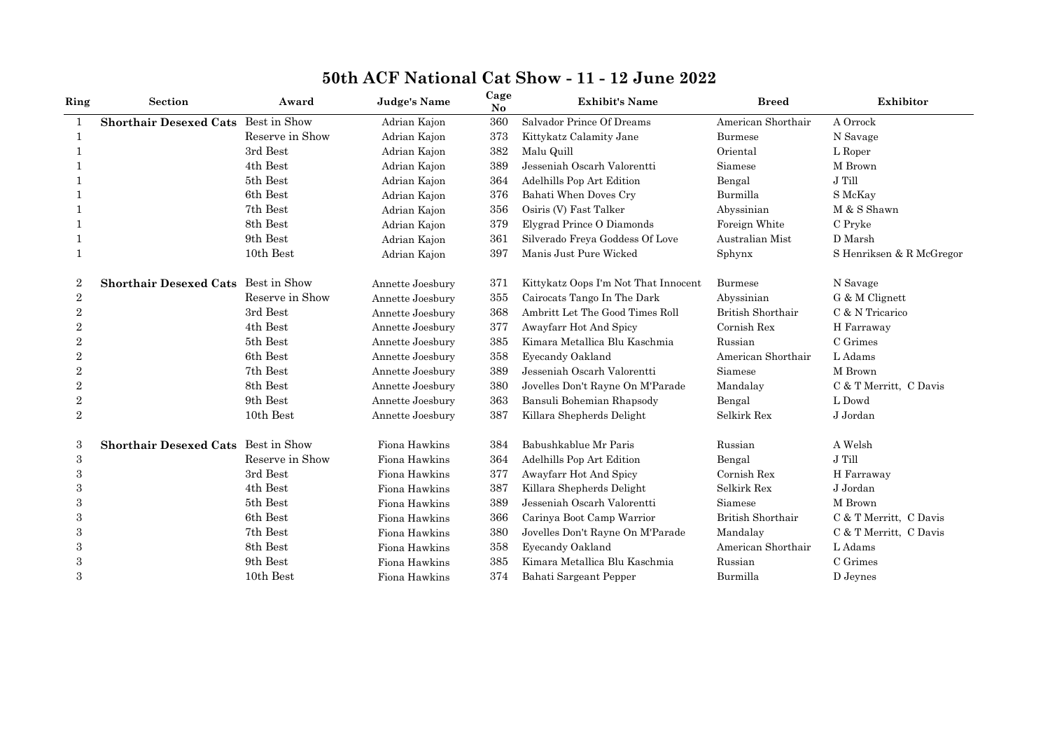# 50th ACF National Cat Show - 11 - 12 June 2022

| Ring | Section | Award | Judge's Name | Cage No | Exhibit's Name | Breed | Exhibitor |
|---|---|---|---|---|---|---|---|
| 1 | **Shorthair Desexed Cats** | Best in Show | Adrian Kajon | 360 | Salvador Prince Of Dreams | American Shorthair | A Orrock |
| 1 | | Reserve in Show | Adrian Kajon | 373 | Kittykatz Calamity Jane | Burmese | N Savage |
| 1 | | 3rd Best | Adrian Kajon | 382 | Malu Quill | Oriental | L Roper |
| 1 | | 4th Best | Adrian Kajon | 389 | Jesseniah Oscarh Valorentti | Siamese | M Brown |
| 1 | | 5th Best | Adrian Kajon | 364 | Adelhills Pop Art Edition | Bengal | J Till |
| 1 | | 6th Best | Adrian Kajon | 376 | Bahati When Doves Cry | Burmilla | S McKay |
| 1 | | 7th Best | Adrian Kajon | 356 | Osiris (V) Fast Talker | Abyssinian | M & S Shawn |
| 1 | | 8th Best | Adrian Kajon | 379 | Elygrad Prince O Diamonds | Foreign White | C Pryke |
| 1 | | 9th Best | Adrian Kajon | 361 | Silverado Freya Goddess Of Love | Australian Mist | D Marsh |
| 1 | | 10th Best | Adrian Kajon | 397 | Manis Just Pure Wicked | Sphynx | S Henriksen & R McGregor |
| 2 | **Shorthair Desexed Cats** | Best in Show | Annette Joesbury | 371 | Kittykatz Oops I'm Not That Innocent | Burmese | N Savage |
| 2 | | Reserve in Show | Annette Joesbury | 355 | Cairocats Tango In The Dark | Abyssinian | G & M Clignett |
| 2 | | 3rd Best | Annette Joesbury | 368 | Ambritt Let The Good Times Roll | British Shorthair | C & N Tricarico |
| 2 | | 4th Best | Annette Joesbury | 377 | Awayfarr Hot And Spicy | Cornish Rex | H Farraway |
| 2 | | 5th Best | Annette Joesbury | 385 | Kimara Metallica Blu Kaschmia | Russian | C Grimes |
| 2 | | 6th Best | Annette Joesbury | 358 | Eyecandy Oakland | American Shorthair | L Adams |
| 2 | | 7th Best | Annette Joesbury | 389 | Jesseniah Oscarh Valorentti | Siamese | M Brown |
| 2 | | 8th Best | Annette Joesbury | 380 | Jovelles Don't Rayne On M'Parade | Mandalay | C & T Merritt, C Davis |
| 2 | | 9th Best | Annette Joesbury | 363 | Bansuli Bohemian Rhapsody | Bengal | L Dowd |
| 2 | | 10th Best | Annette Joesbury | 387 | Killara Shepherds Delight | Selkirk Rex | J Jordan |
| 3 | **Shorthair Desexed Cats** | Best in Show | Fiona Hawkins | 384 | Babushkablue Mr Paris | Russian | A Welsh |
| 3 | | Reserve in Show | Fiona Hawkins | 364 | Adelhills Pop Art Edition | Bengal | J Till |
| 3 | | 3rd Best | Fiona Hawkins | 377 | Awayfarr Hot And Spicy | Cornish Rex | H Farraway |
| 3 | | 4th Best | Fiona Hawkins | 387 | Killara Shepherds Delight | Selkirk Rex | J Jordan |
| 3 | | 5th Best | Fiona Hawkins | 389 | Jesseniah Oscarh Valorentti | Siamese | M Brown |
| 3 | | 6th Best | Fiona Hawkins | 366 | Carinya Boot Camp Warrior | British Shorthair | C & T Merritt, C Davis |
| 3 | | 7th Best | Fiona Hawkins | 380 | Jovelles Don't Rayne On M'Parade | Mandalay | C & T Merritt, C Davis |
| 3 | | 8th Best | Fiona Hawkins | 358 | Eyecandy Oakland | American Shorthair | L Adams |
| 3 | | 9th Best | Fiona Hawkins | 385 | Kimara Metallica Blu Kaschmia | Russian | C Grimes |
| 3 | | 10th Best | Fiona Hawkins | 374 | Bahati Sargeant Pepper | Burmilla | D Jeynes |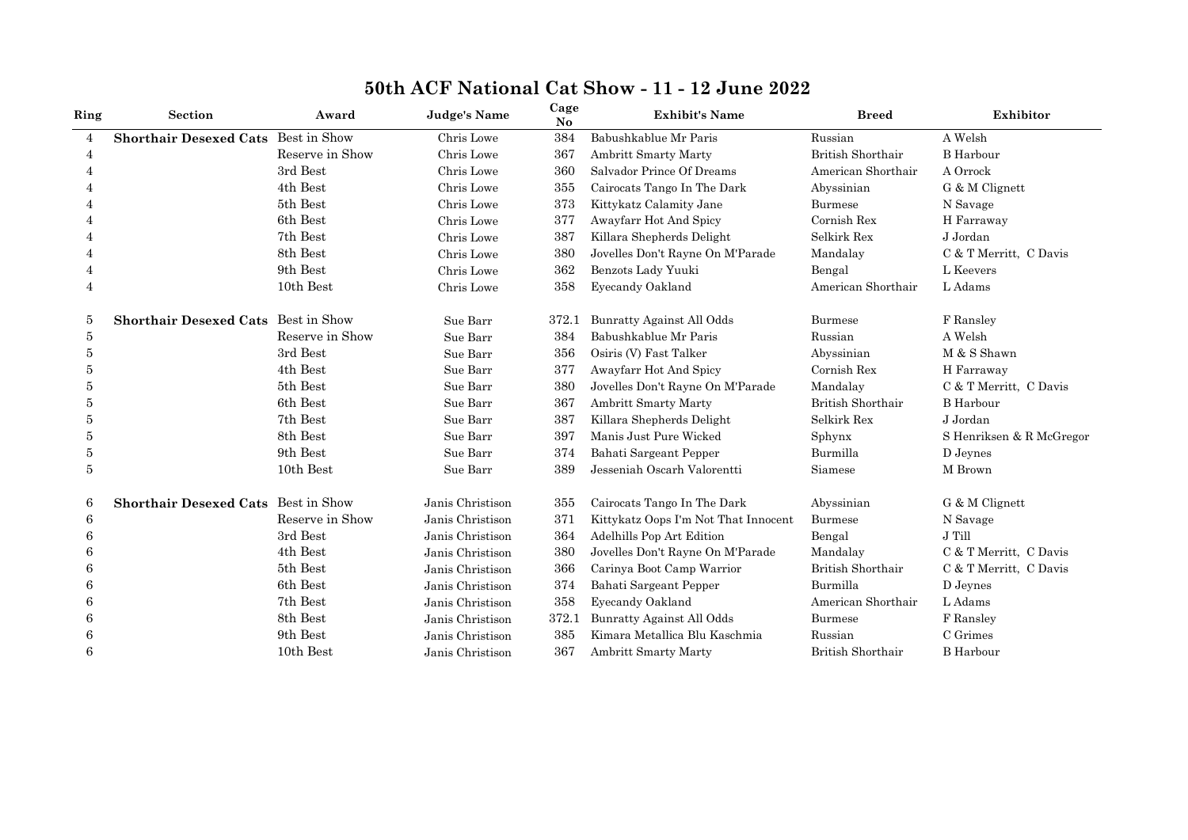# 50th ACF National Cat Show - 11 - 12 June 2022

| Ring | Section | Award | Judge's Name | Cage No | Exhibit's Name | Breed | Exhibitor |
|---|---|---|---|---|---|---|---|
| 4 | **Shorthair Desexed Cats** | Best in Show | Chris Lowe | 384 | Babushkablue Mr Paris | Russian | A Welsh |
| 4 | | Reserve in Show | Chris Lowe | 367 | Ambritt Smarty Marty | British Shorthair | B Harbour |
| 4 | | 3rd Best | Chris Lowe | 360 | Salvador Prince Of Dreams | American Shorthair | A Orrock |
| 4 | | 4th Best | Chris Lowe | 355 | Cairocats Tango In The Dark | Abyssinian | G & M Clignett |
| 4 | | 5th Best | Chris Lowe | 373 | Kittykatz Calamity Jane | Burmese | N Savage |
| 4 | | 6th Best | Chris Lowe | 377 | Awayfarr Hot And Spicy | Cornish Rex | H Farraway |
| 4 | | 7th Best | Chris Lowe | 387 | Killara Shepherds Delight | Selkirk Rex | J Jordan |
| 4 | | 8th Best | Chris Lowe | 380 | Jovelles Don't Rayne On M'Parade | Mandalay | C & T Merritt, C Davis |
| 4 | | 9th Best | Chris Lowe | 362 | Benzots Lady Yuuki | Bengal | L Keevers |
| 4 | | 10th Best | Chris Lowe | 358 | Eyecandy Oakland | American Shorthair | L Adams |
| 5 | **Shorthair Desexed Cats** | Best in Show | Sue Barr | 372.1 | Bunratty Against All Odds | Burmese | F Ransley |
| 5 | | Reserve in Show | Sue Barr | 384 | Babushkablue Mr Paris | Russian | A Welsh |
| 5 | | 3rd Best | Sue Barr | 356 | Osiris (V) Fast Talker | Abyssinian | M & S Shawn |
| 5 | | 4th Best | Sue Barr | 377 | Awayfarr Hot And Spicy | Cornish Rex | H Farraway |
| 5 | | 5th Best | Sue Barr | 380 | Jovelles Don't Rayne On M'Parade | Mandalay | C & T Merritt, C Davis |
| 5 | | 6th Best | Sue Barr | 367 | Ambritt Smarty Marty | British Shorthair | B Harbour |
| 5 | | 7th Best | Sue Barr | 387 | Killara Shepherds Delight | Selkirk Rex | J Jordan |
| 5 | | 8th Best | Sue Barr | 397 | Manis Just Pure Wicked | Sphynx | S Henriksen & R McGregor |
| 5 | | 9th Best | Sue Barr | 374 | Bahati Sargeant Pepper | Burmilla | D Jeynes |
| 5 | | 10th Best | Sue Barr | 389 | Jesseniah Oscarh Valorentti | Siamese | M Brown |
| 6 | **Shorthair Desexed Cats** | Best in Show | Janis Christison | 355 | Cairocats Tango In The Dark | Abyssinian | G & M Clignett |
| 6 | | Reserve in Show | Janis Christison | 371 | Kittykatz Oops I'm Not That Innocent | Burmese | N Savage |
| 6 | | 3rd Best | Janis Christison | 364 | Adelhills Pop Art Edition | Bengal | J Till |
| 6 | | 4th Best | Janis Christison | 380 | Jovelles Don't Rayne On M'Parade | Mandalay | C & T Merritt, C Davis |
| 6 | | 5th Best | Janis Christison | 366 | Carinya Boot Camp Warrior | British Shorthair | C & T Merritt, C Davis |
| 6 | | 6th Best | Janis Christison | 374 | Bahati Sargeant Pepper | Burmilla | D Jeynes |
| 6 | | 7th Best | Janis Christison | 358 | Eyecandy Oakland | American Shorthair | L Adams |
| 6 | | 8th Best | Janis Christison | 372.1 | Bunratty Against All Odds | Burmese | F Ransley |
| 6 | | 9th Best | Janis Christison | 385 | Kimara Metallica Blu Kaschmia | Russian | C Grimes |
| 6 | | 10th Best | Janis Christison | 367 | Ambritt Smarty Marty | British Shorthair | B Harbour |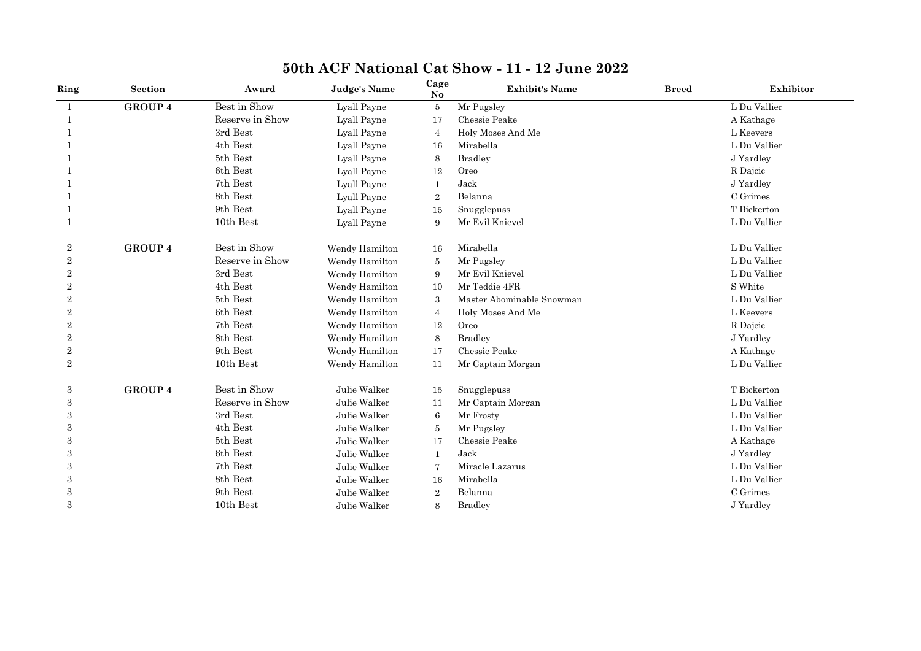# 50th ACF National Cat Show - 11 - 12 June 2022

| Ring | Section | Award | Judge's Name | Cage No | Exhibit's Name | Breed | Exhibitor |
|---|---|---|---|---|---|---|---|
| 1 | **GROUP 4** | Best in Show | Lyall Payne | 5 | Mr Pugsley | | L Du Vallier |
| 1 | | Reserve in Show | Lyall Payne | 17 | Chessie Peake | | A Kathage |
| 1 | | 3rd Best | Lyall Payne | 4 | Holy Moses And Me | | L Keevers |
| 1 | | 4th Best | Lyall Payne | 16 | Mirabella | | L Du Vallier |
| 1 | | 5th Best | Lyall Payne | 8 | Bradley | | J Yardley |
| 1 | | 6th Best | Lyall Payne | 12 | Oreo | | R Dajcic |
| 1 | | 7th Best | Lyall Payne | 1 | Jack | | J Yardley |
| 1 | | 8th Best | Lyall Payne | 2 | Belanna | | C Grimes |
| 1 | | 9th Best | Lyall Payne | 15 | Snugglepuss | | T Bickerton |
| 1 | | 10th Best | Lyall Payne | 9 | Mr Evil Knievel | | L Du Vallier |
| 2 | **GROUP 4** | Best in Show | Wendy Hamilton | 16 | Mirabella | | L Du Vallier |
| 2 | | Reserve in Show | Wendy Hamilton | 5 | Mr Pugsley | | L Du Vallier |
| 2 | | 3rd Best | Wendy Hamilton | 9 | Mr Evil Knievel | | L Du Vallier |
| 2 | | 4th Best | Wendy Hamilton | 10 | Mr Teddie 4FR | | S White |
| 2 | | 5th Best | Wendy Hamilton | 3 | Master Abominable Snowman | | L Du Vallier |
| 2 | | 6th Best | Wendy Hamilton | 4 | Holy Moses And Me | | L Keevers |
| 2 | | 7th Best | Wendy Hamilton | 12 | Oreo | | R Dajcic |
| 2 | | 8th Best | Wendy Hamilton | 8 | Bradley | | J Yardley |
| 2 | | 9th Best | Wendy Hamilton | 17 | Chessie Peake | | A Kathage |
| 2 | | 10th Best | Wendy Hamilton | 11 | Mr Captain Morgan | | L Du Vallier |
| 3 | **GROUP 4** | Best in Show | Julie Walker | 15 | Snugglepuss | | T Bickerton |
| 3 | | Reserve in Show | Julie Walker | 11 | Mr Captain Morgan | | L Du Vallier |
| 3 | | 3rd Best | Julie Walker | 6 | Mr Frosty | | L Du Vallier |
| 3 | | 4th Best | Julie Walker | 5 | Mr Pugsley | | L Du Vallier |
| 3 | | 5th Best | Julie Walker | 17 | Chessie Peake | | A Kathage |
| 3 | | 6th Best | Julie Walker | 1 | Jack | | J Yardley |
| 3 | | 7th Best | Julie Walker | 7 | Miracle Lazarus | | L Du Vallier |
| 3 | | 8th Best | Julie Walker | 16 | Mirabella | | L Du Vallier |
| 3 | | 9th Best | Julie Walker | 2 | Belanna | | C Grimes |
| 3 | | 10th Best | Julie Walker | 8 | Bradley | | J Yardley |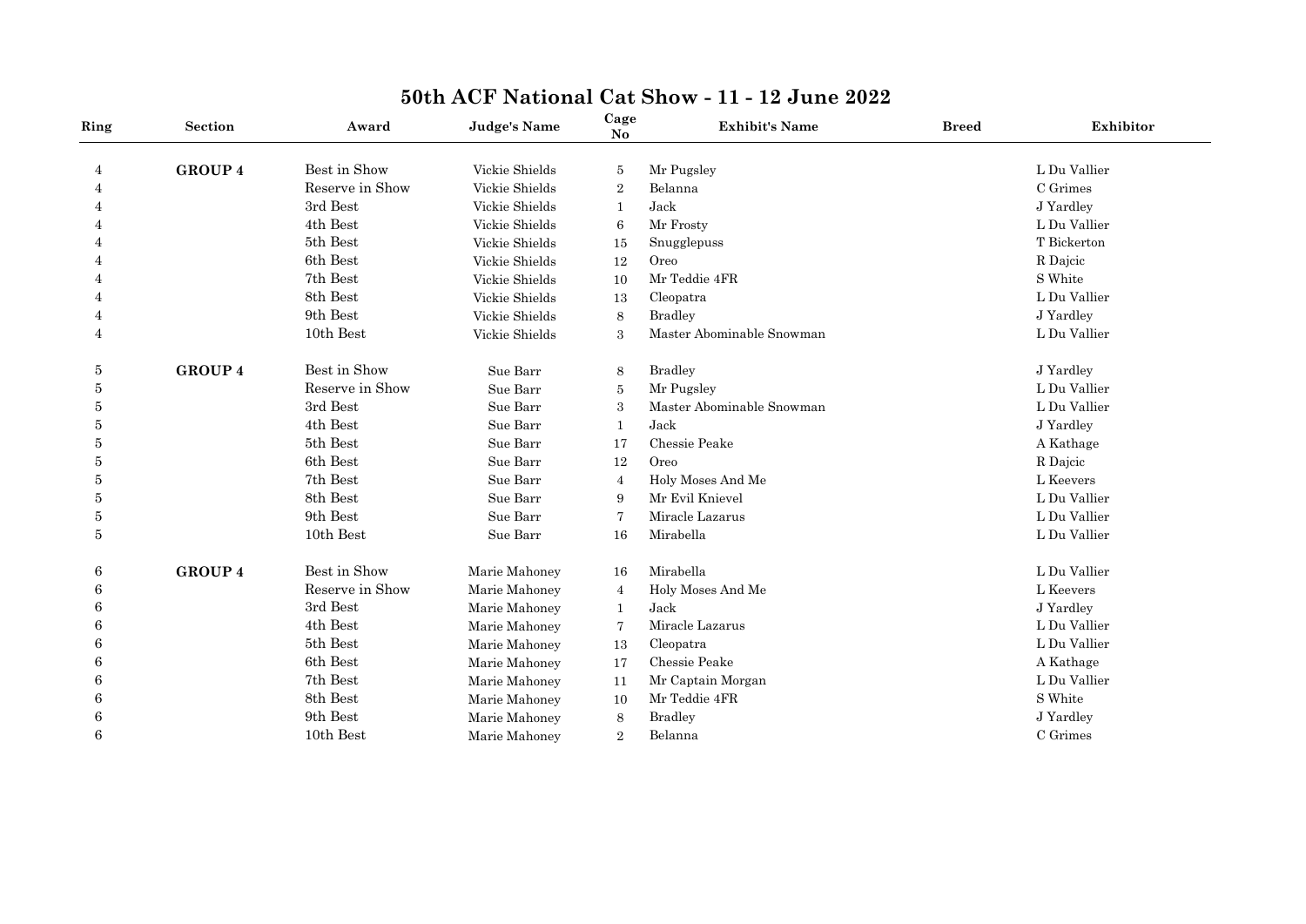# 50th ACF National Cat Show - 11 - 12 June 2022

| Ring | Section | Award | Judge's Name | Cage No | Exhibit's Name | Breed | Exhibitor |
|---|---|---|---|---|---|---|---|
| 4 | **GROUP 4** | Best in Show | Vickie Shields | 5 | Mr Pugsley | | L Du Vallier |
| 4 | | Reserve in Show | Vickie Shields | 2 | Belanna | | C Grimes |
| 4 | | 3rd Best | Vickie Shields | 1 | Jack | | J Yardley |
| 4 | | 4th Best | Vickie Shields | 6 | Mr Frosty | | L Du Vallier |
| 4 | | 5th Best | Vickie Shields | 15 | Snugglepuss | | T Bickerton |
| 4 | | 6th Best | Vickie Shields | 12 | Oreo | | R Dajcic |
| 4 | | 7th Best | Vickie Shields | 10 | Mr Teddie 4FR | | S White |
| 4 | | 8th Best | Vickie Shields | 13 | Cleopatra | | L Du Vallier |
| 4 | | 9th Best | Vickie Shields | 8 | Bradley | | J Yardley |
| 4 | | 10th Best | Vickie Shields | 3 | Master Abominable Snowman | | L Du Vallier |
| 5 | **GROUP 4** | Best in Show | Sue Barr | 8 | Bradley | | J Yardley |
| 5 | | Reserve in Show | Sue Barr | 5 | Mr Pugsley | | L Du Vallier |
| 5 | | 3rd Best | Sue Barr | 3 | Master Abominable Snowman | | L Du Vallier |
| 5 | | 4th Best | Sue Barr | 1 | Jack | | J Yardley |
| 5 | | 5th Best | Sue Barr | 17 | Chessie Peake | | A Kathage |
| 5 | | 6th Best | Sue Barr | 12 | Oreo | | R Dajcic |
| 5 | | 7th Best | Sue Barr | 4 | Holy Moses And Me | | L Keevers |
| 5 | | 8th Best | Sue Barr | 9 | Mr Evil Knievel | | L Du Vallier |
| 5 | | 9th Best | Sue Barr | 7 | Miracle Lazarus | | L Du Vallier |
| 5 | | 10th Best | Sue Barr | 16 | Mirabella | | L Du Vallier |
| 6 | **GROUP 4** | Best in Show | Marie Mahoney | 16 | Mirabella | | L Du Vallier |
| 6 | | Reserve in Show | Marie Mahoney | 4 | Holy Moses And Me | | L Keevers |
| 6 | | 3rd Best | Marie Mahoney | 1 | Jack | | J Yardley |
| 6 | | 4th Best | Marie Mahoney | 7 | Miracle Lazarus | | L Du Vallier |
| 6 | | 5th Best | Marie Mahoney | 13 | Cleopatra | | L Du Vallier |
| 6 | | 6th Best | Marie Mahoney | 17 | Chessie Peake | | A Kathage |
| 6 | | 7th Best | Marie Mahoney | 11 | Mr Captain Morgan | | L Du Vallier |
| 6 | | 8th Best | Marie Mahoney | 10 | Mr Teddie 4FR | | S White |
| 6 | | 9th Best | Marie Mahoney | 8 | Bradley | | J Yardley |
| 6 | | 10th Best | Marie Mahoney | 2 | Belanna | | C Grimes |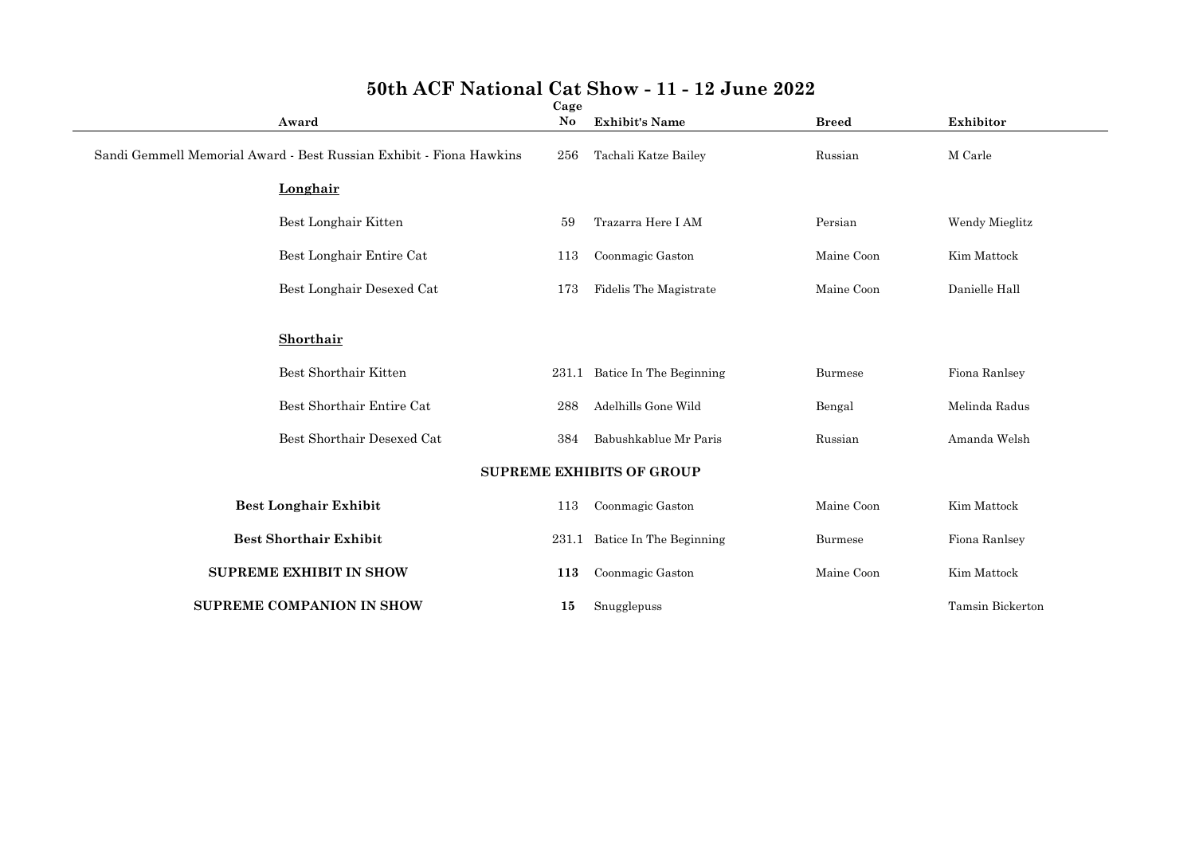# 50th ACF National Cat Show - 11 - 12 June 2022

| Award | Cage No | Exhibit's Name | Breed | Exhibitor |
|---|---|---|---|---|
| Sandi Gemmell Memorial Award - Best Russian Exhibit - Fiona Hawkins | 256 | Tachali Katze Bailey | Russian | M Carle |
| **Longhair** | | | | |
| Best Longhair Kitten | 59 | Trazarra Here I AM | Persian | Wendy Mieglitz |
| Best Longhair Entire Cat | 113 | Coonmagic Gaston | Maine Coon | Kim Mattock |
| Best Longhair Desexed Cat | 173 | Fidelis The Magistrate | Maine Coon | Danielle Hall |
| **Shorthair** | | | | |
| Best Shorthair Kitten | 231.1 | Batice In The Beginning | Burmese | Fiona Ranlsey |
| Best Shorthair Entire Cat | 288 | Adelhills Gone Wild | Bengal | Melinda Radus |
| Best Shorthair Desexed Cat | 384 | Babushkablue Mr Paris | Russian | Amanda Welsh |
| | | **SUPREME EXHIBITS OF GROUP** | | |
| **Best Longhair Exhibit** | 113 | Coonmagic Gaston | Maine Coon | Kim Mattock |
| **Best Shorthair Exhibit** | 231.1 | Batice In The Beginning | Burmese | Fiona Ranlsey |
| **SUPREME EXHIBIT IN SHOW** | **113** | Coonmagic Gaston | Maine Coon | Kim Mattock |
| **SUPREME COMPANION IN SHOW** | **15** | Snugglepuss | | Tamsin Bickerton |